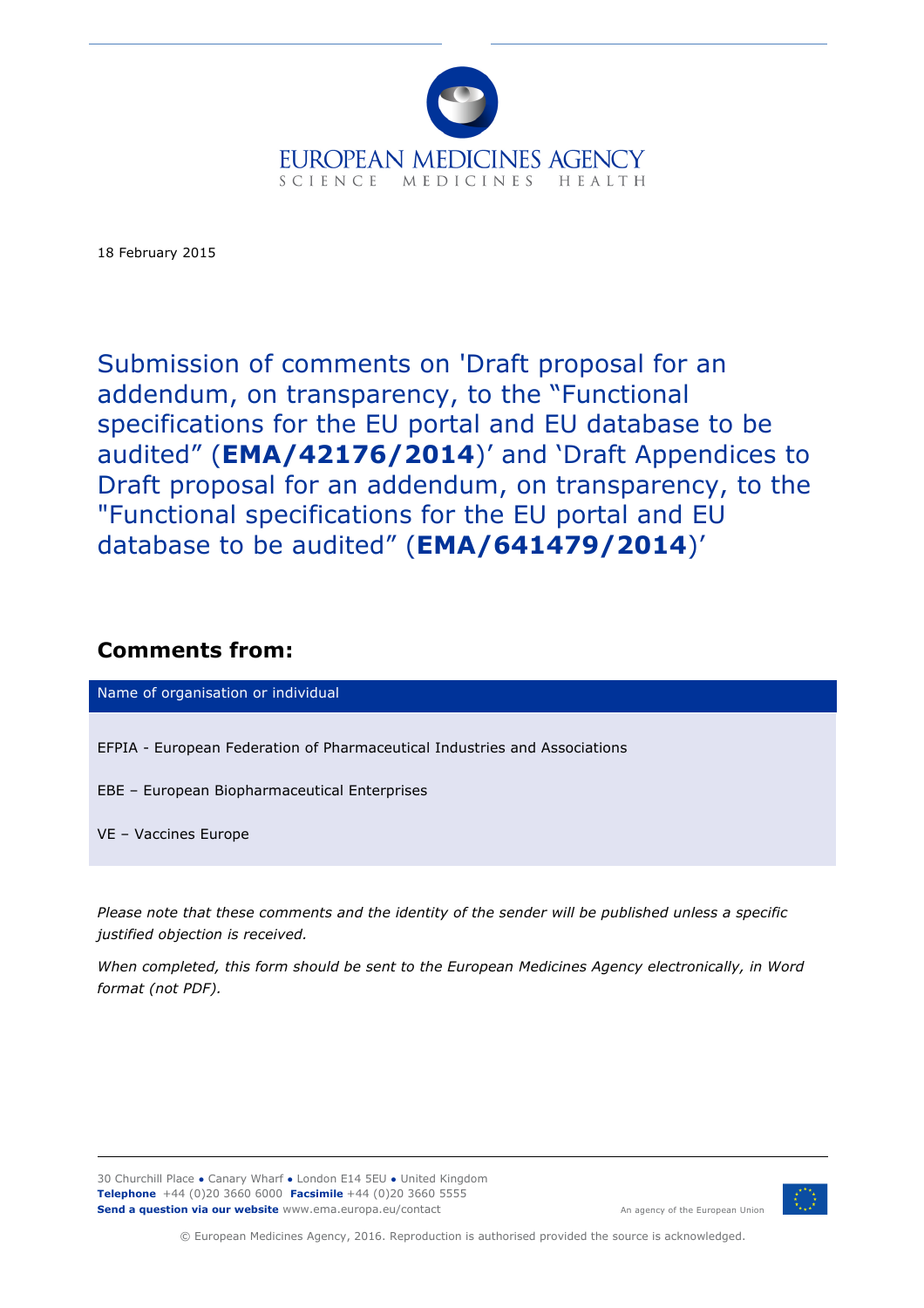EUROPEAN MEDICINES AGENCY
SCIENCE MEDICINES HEALTH

18 February 2015

# Submission of comments on 'Draft proposal for an addendum, on transparency, to the "Functional specifications for the EU portal and EU database to be audited" (**EMA/42176/2014**)' and 'Draft Appendices to Draft proposal for an addendum, on transparency, to the "Functional specifications for the EU portal and EU database to audited" (**EMA/641479/2014**)'

## Comments from:

| Name of organisation or individual |
| --- |
| EFPIA - European Federation of Pharmaceutical Industries and Associations<br><br>EBE – European Biopharmaceutical Enterprises<br><br>VE – Vaccines Europe |

*Please note that these comments and the identity of the sender will be published unless a specific justified objection is received.*

*When completed, this form should be sent to the European Medicines Agency electronically, in Word format (not PDF).*

30 Churchill Place ● Canary Wharf ● London E14 5EU ● United Kingdom
**Telephone** +44 (0)20 3660 6000 **Facsimile** +44 (0)20 3660 5555
**Send a question via our website** www.ema.europa.eu/contact

An agency of the European Union

© European Medicines Agency, 2016. Reproduction is authorised provided the source is acknowledged.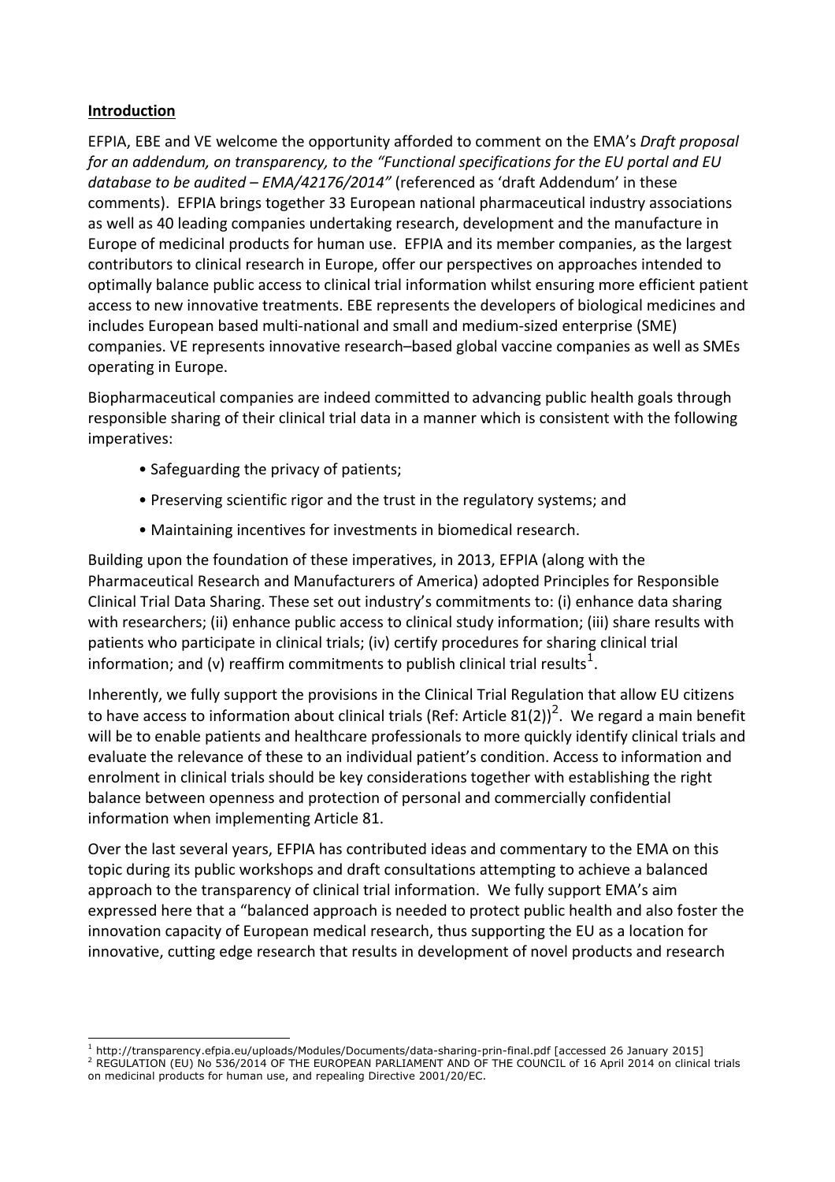**Introduction**

EFPIA, EBE and VE welcome the opportunity afforded to comment on the EMA's *Draft proposal for an addendum, on transparency, to the "Functional specifications for the EU portal and EU database to be audited – EMA/42176/2014"* (referenced as 'draft Addendum' in these comments). EFPIA brings together 33 European national pharmaceutical industry associations as well as 40 leading companies undertaking research, development and the manufacture in Europe of medicinal products for human use. EFPIA and its member companies, as the largest contributors to clinical research in Europe, offer our perspectives on approaches intended to optimally balance public access to clinical trial information whilst ensuring more efficient patient access to new innovative treatments. EBE represents the developers of biological medicines and includes European based multi-national and small and medium-sized enterprise (SME) companies. VE represents innovative research–based global vaccine companies as well as SMEs operating in Europe.

Biopharmaceutical companies are indeed committed to advancing public health goals through responsible sharing of their clinical trial data in a manner which is consistent with the following imperatives:

- Safeguarding the privacy of patients;
- Preserving scientific rigor and the trust in the regulatory systems; and
- Maintaining incentives for investments in biomedical research.

Building upon the foundation of these imperatives, in 2013, EFPIA (along with the Pharmaceutical Research and Manufacturers of America) adopted Principles for Responsible Clinical Trial Data Sharing. These set out industry's commitments to: (i) enhance data sharing with researchers; (ii) enhance public access to clinical study information; (iii) share results with patients who participate in clinical trials; (iv) certify procedures for sharing clinical trial information; and (v) reaffirm commitments to publish clinical trial results[1].

Inherently, we fully support the provisions in the Clinical Trial Regulation that allow EU citizens to have access to information about clinical trials (Ref: Article 81(2))[2]. We regard a main benefit will be to enable patients and healthcare professionals to more quickly identify clinical trials and evaluate the relevance of these to an individual patient's condition. Access to information and enrolment in clinical trials should be key considerations together with establishing the right balance between openness and protection of personal and commercially confidential information when implementing Article 81.

Over the last several years, EFPIA has contributed ideas and commentary to the EMA on this topic during its public workshops and draft consultations attempting to achieve a balanced approach to the transparency of clinical trial information. We fully support EMA's aim expressed here that a "balanced approach is needed to protect public health and also foster the innovation capacity of European medical research, thus supporting the EU as a location for innovative, cutting edge research that results in development of novel products and research

[1] http://transparency.efpia.eu/uploads/Modules/Documents/data-sharing-prin-final.pdf [accessed 26 January 2015]

[2] REGULATION (EU) No 536/2014 OF THE EUROPEAN PARLIAMENT AND OF THE COUNCIL of 16 April 2014 on clinical trials on medicinal products for human use, and repealing Directive 2001/20/EC.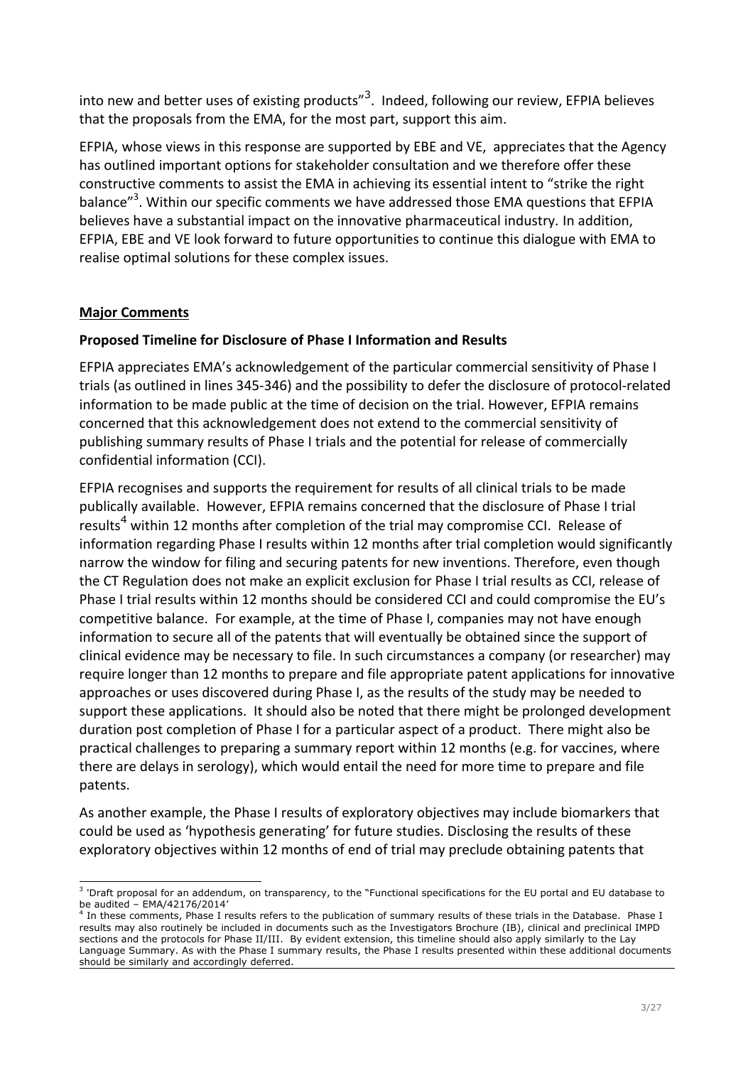into new and better uses of existing products"[3]. Indeed, following our review, EFPIA believes that the proposals from the EMA, for the most part, support this aim.

EFPIA, whose views in this response are supported by EBE and VE, appreciates that the Agency has outlined important options for stakeholder consultation and we therefore offer these constructive comments to assist the EMA in achieving its essential intent to "strike the right balance"[3]. Within our specific comments we have addressed those EMA questions that EFPIA believes have a substantial impact on the innovative pharmaceutical industry. In addition, EFPIA, EBE and VE look forward to future opportunities to continue this dialogue with EMA to realise optimal solutions for these complex issues.

## Major Comments

### Proposed Timeline for Disclosure of Phase I Information and Results

EFPIA appreciates EMA's acknowledgement of the particular commercial sensitivity of Phase I trials (as outlined in lines 345-346) and the possibility to defer the disclosure of protocol-related information to be made public at the time of decision on the trial. However, EFPIA remains concerned that this acknowledgement does not extend to the commercial sensitivity of publishing summary results of Phase I trials and the potential for release of commercially confidential information (CCI).

EFPIA recognises and supports the requirement for results of all clinical trials to be made publically available. However, EFPIA remains concerned that the disclosure of Phase I trial results[4] within 12 months after completion of the trial may compromise CCI. Release of information regarding Phase I results within 12 months after trial completion would significantly narrow the window for filing and securing patents for new inventions. Therefore, even though the CT Regulation does not make an explicit exclusion for Phase I trial results as CCI, release of Phase I trial results within 12 months should be considered CCI and could compromise the EU's competitive balance. For example, at the time of Phase I, companies may not have enough information to secure all of the patents that will eventually be obtained since the support of clinical evidence may be necessary to file. In such circumstances a company (or researcher) may require longer than 12 months to prepare and file appropriate patent applications for innovative approaches or uses discovered during Phase I, as the results of the study may be needed to support these applications. It should also be noted that there might be prolonged development duration post completion of Phase I for a particular aspect of a product. There might also be practical challenges to preparing a summary report within 12 months (e.g. for vaccines, where there are delays in serology), which would entail the need for more time to prepare and file patents.

As another example, the Phase I results of exploratory objectives may include biomarkers that could be used as 'hypothesis generating' for future studies. Disclosing the results of these exploratory objectives within 12 months of end of trial may preclude obtaining patents that

---

[3] 'Draft proposal for an addendum, on transparency, to the "Functional specifications for the EU portal and EU database to be audited – EMA/42176/2014'

[4] In these comments, Phase I results refers to the publication of summary results of these trials in the Database. Phase I results may also routinely be included in documents such as the Investigators Brochure (IB), clinical and preclinical IMPD sections and the protocols for Phase II/III. By evident extension, this timeline should also apply similarly to the Lay Language Summary. As with the Phase I summary results, the Phase I results presented within these additional documents should be similarly and accordingly deferred.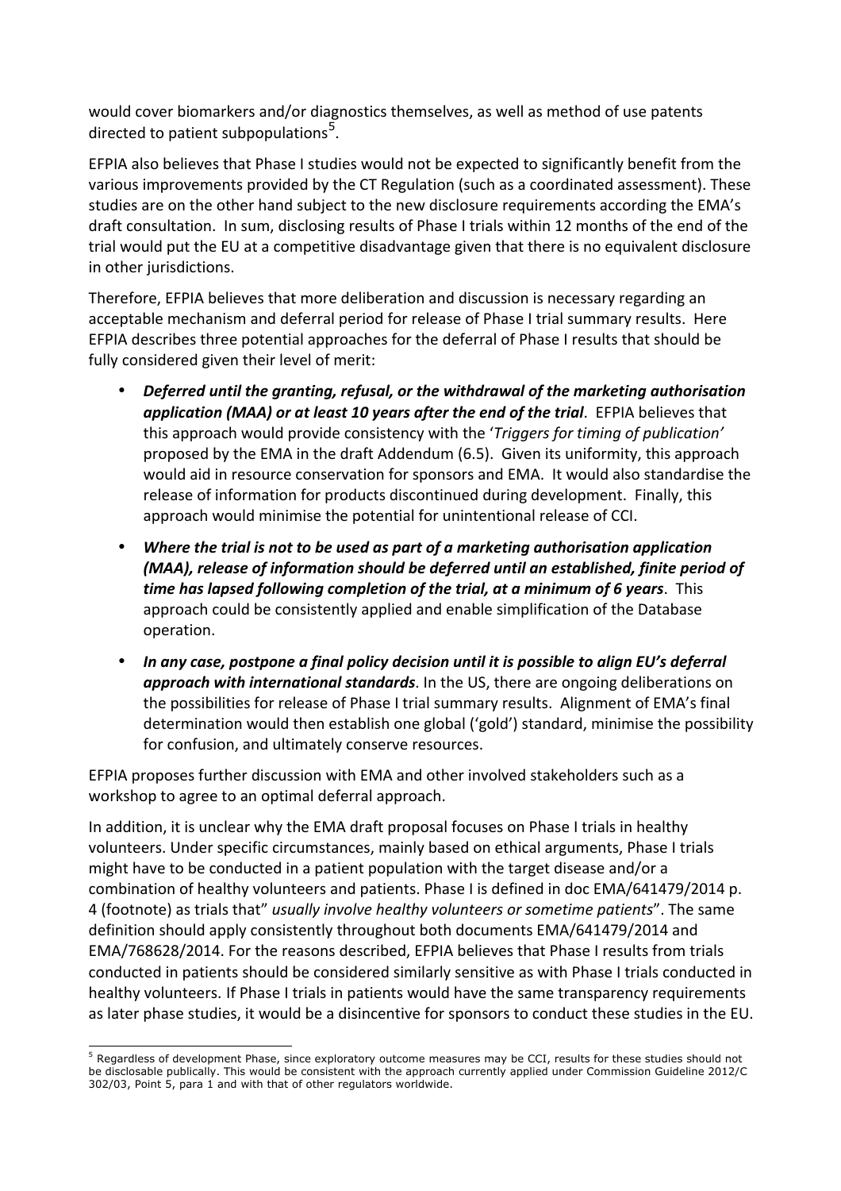would cover biomarkers and/or diagnostics themselves, as well as method of use patents directed to patient subpopulations[5].

EFPIA also believes that Phase I studies would not be expected to significantly benefit from the various improvements provided by the CT Regulation (such as a coordinated assessment). These studies are on the other hand subject to the new disclosure requirements according the EMA's draft consultation. In sum, disclosing results of Phase I trials within 12 months of the end of the trial would put the EU at a competitive disadvantage given that there is no equivalent disclosure in other jurisdictions.

Therefore, EFPIA believes that more deliberation and discussion is necessary regarding an acceptable mechanism and deferral period for release of Phase I trial summary results. Here EFPIA describes three potential approaches for the deferral of Phase I results that should be fully considered given their level of merit:

- ***Deferred until the granting, refusal, or the withdrawal of the marketing authorisation application (MAA) or at least 10 years after the end of the trial***. EFPIA believes that this approach would provide consistency with the '*Triggers for timing of publication'* proposed by the EMA in the draft Addendum (6.5). Given its uniformity, this approach would aid in resource conservation for sponsors and EMA. It would also standardise the release of information for products discontinued during development. Finally, this approach would minimise the potential for unintentional release of CCI.
- ***Where the trial is not to be used as part of a marketing authorisation application (MAA), release of information should be deferred until an established, finite period of time has lapsed following completion of the trial, at a minimum of 6 years***. This approach could be consistently applied and enable simplification of the Database operation.
- ***In any case, postpone a final policy decision until it is possible to align EU's deferral approach with international standards***. In the US, there are ongoing deliberations on the possibilities for release of Phase I trial summary results. Alignment of EMA's final determination would then establish one global ('gold') standard, minimise the possibility for confusion, and ultimately conserve resources.

EFPIA proposes further discussion with EMA and other involved stakeholders such as a workshop to agree to an optimal deferral approach.

In addition, it is unclear why the EMA draft proposal focuses on Phase I trials in healthy volunteers. Under specific circumstances, mainly based on ethical arguments, Phase I trials might have to be conducted in a patient population with the target disease and/or a combination of healthy volunteers and patients. Phase I is defined in doc EMA/641479/2014 p. 4 (footnote) as trials that" *usually involve healthy volunteers or sometime patients*". The same definition should apply consistently throughout both documents EMA/641479/2014 and EMA/768628/2014. For the reasons described, EFPIA believes that Phase I results from trials conducted in patients should be considered similarly sensitive as with Phase I trials conducted in healthy volunteers. If Phase I trials in patients would have the same transparency requirements as later phase studies, it would be a disincentive for sponsors to conduct these studies in the EU.

---

[5] Regardless of development Phase, since exploratory outcome measures may be CCI, results for these studies should not be disclosable publically. This would be consistent with the approach currently applied under Commission Guideline 2012/C 302/03, Point 5, para 1 and with that of other regulators worldwide.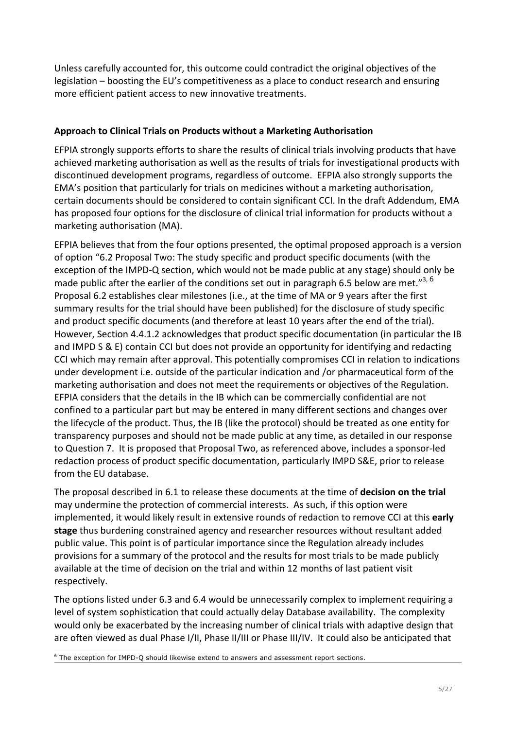Unless carefully accounted for, this outcome could contradict the original objectives of the legislation – boosting the EU's competitiveness as a place to conduct research and ensuring more efficient patient access to new innovative treatments.

**Approach to Clinical Trials on Products without a Marketing Authorisation**

EFPIA strongly supports efforts to share the results of clinical trials involving products that have achieved marketing authorisation as well as the results of trials for investigational products with discontinued development programs, regardless of outcome. EFPIA also strongly supports the EMA's position that particularly for trials on medicines without a marketing authorisation, certain documents should be considered to contain significant CCI. In the draft Addendum, EMA has proposed four options for the disclosure of clinical trial information for products without a marketing authorisation (MA).

EFPIA believes that from the four options presented, the optimal proposed approach is a version of option "6.2 Proposal Two: The study specific and product specific documents (with the exception of the IMPD-Q section, which would not be made public at any stage) should only be made public after the earlier of the conditions set out in paragraph 6.5 below are met."[3, 6] Proposal 6.2 establishes clear milestones (i.e., at the time of MA or 9 years after the first summary results for the trial should have been published) for the disclosure of study specific and product specific documents (and therefore at least 10 years after the end of the trial). However, Section 4.4.1.2 acknowledges that product specific documentation (in particular the IB and IMPD S & E) contain CCI but does not provide an opportunity for identifying and redacting CCI which may remain after approval. This potentially compromises CCI in relation to indications under development i.e. outside of the particular indication and /or pharmaceutical form of the marketing authorisation and does not meet the requirements or objectives of the Regulation. EFPIA considers that the details in the IB which can be commercially confidential are not confined to a particular part but may be entered in many different sections and changes over the lifecycle of the product. Thus, the IB (like the protocol) should be treated as one entity for transparency purposes and should not be made public at any time, as detailed in our response to Question 7. It is proposed that Proposal Two, as referenced above, includes a sponsor-led redaction process of product specific documentation, particularly IMPD S&E, prior to release from the EU database.

The proposal described in 6.1 to release these documents at the time of **decision on the trial** may undermine the protection of commercial interests. As such, if this option were implemented, it would likely result in extensive rounds of redaction to remove CCI at this **early stage** thus burdening constrained agency and researcher resources without resultant added public value. This point is of particular importance since the Regulation already includes provisions for a summary of the protocol and the results for most trials to be made publicly available at the time of decision on the trial and within 12 months of last patient visit respectively.

The options listed under 6.3 and 6.4 would be unnecessarily complex to implement requiring a level of system sophistication that could actually delay Database availability. The complexity would only be exacerbated by the increasing number of clinical trials with adaptive design that are often viewed as dual Phase I/II, Phase II/III or Phase III/IV. It could also be anticipated that

[6] The exception for IMPD-Q should likewise extend to answers and assessment report sections.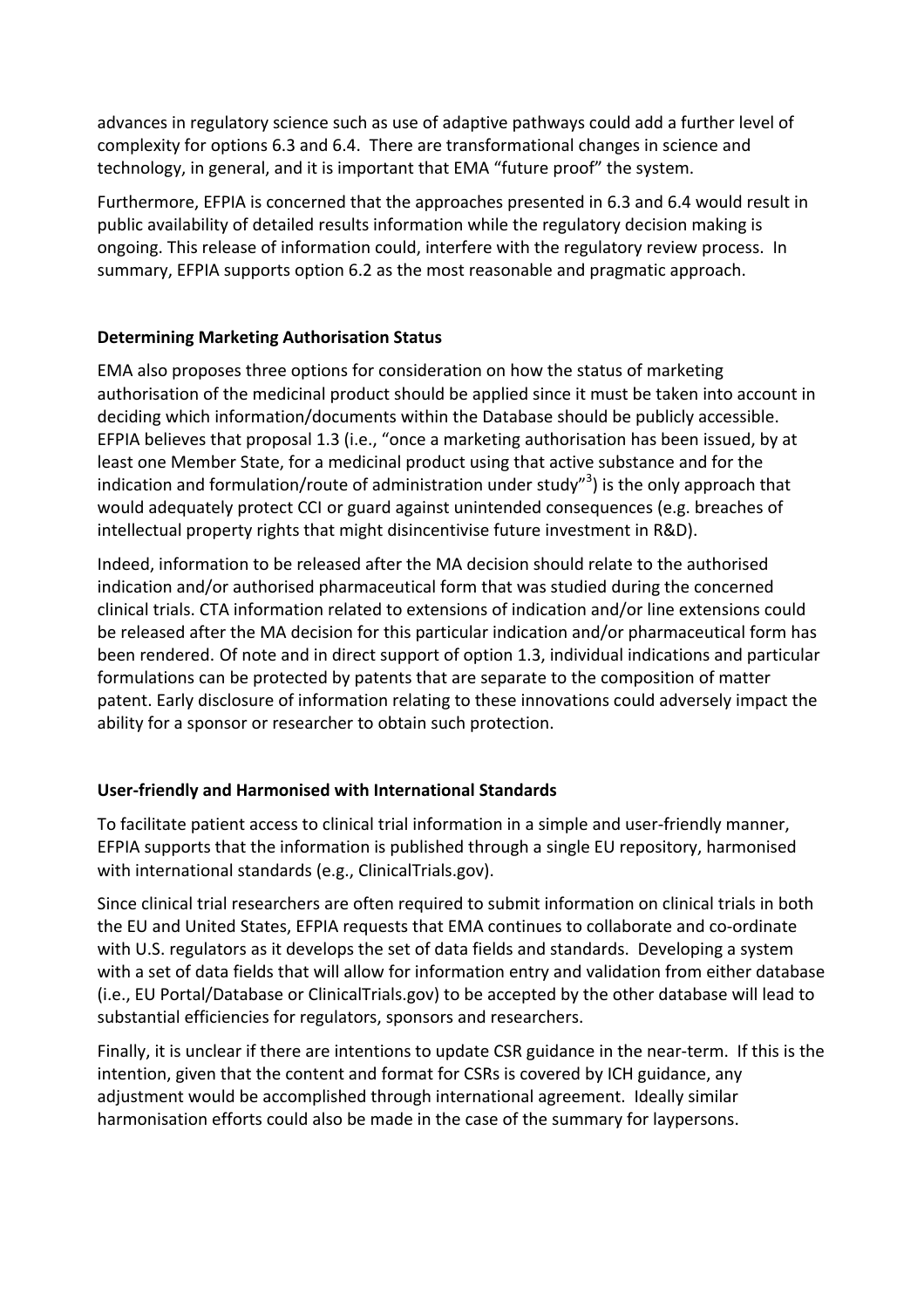advances in regulatory science such as use of adaptive pathways could add a further level of complexity for options 6.3 and 6.4. There are transformational changes in science and technology, in general, and it is important that EMA "future proof" the system.

Furthermore, EFPIA is concerned that the approaches presented in 6.3 and 6.4 would result in public availability of detailed results information while the regulatory decision making is ongoing. This release of information could, interfere with the regulatory review process. In summary, EFPIA supports option 6.2 as the most reasonable and pragmatic approach.

**Determining Marketing Authorisation Status**

EMA also proposes three options for consideration on how the status of marketing authorisation of the medicinal product should be applied since it must be taken into account in deciding which information/documents within the Database should be publicly accessible. EFPIA believes that proposal 1.3 (i.e., "once a marketing authorisation has been issued, by at least one Member State, for a medicinal product using that active substance and for the indication and formulation/route of administration under study"[3]) is the only approach that would adequately protect CCI or guard against unintended consequences (e.g. breaches of intellectual property rights that might disincentivise future investment in R&D).

Indeed, information to be released after the MA decision should relate to the authorised indication and/or authorised pharmaceutical form that was studied during the concerned clinical trials. CTA information related to extensions of indication and/or line extensions could be released after the MA decision for this particular indication and/or pharmaceutical form has been rendered. Of note and in direct support of option 1.3, individual indications and particular formulations can be protected by patents that are separate to the composition of matter patent. Early disclosure of information relating to these innovations could adversely impact the ability for a sponsor or researcher to obtain such protection.

**User-friendly and Harmonised with International Standards**

To facilitate patient access to clinical trial information in a simple and user-friendly manner, EFPIA supports that the information is published through a single EU repository, harmonised with international standards (e.g., ClinicalTrials.gov).

Since clinical trial researchers are often required to submit information on clinical trials in both the EU and United States, EFPIA requests that EMA continues to collaborate and co-ordinate with U.S. regulators as it develops the set of data fields and standards. Developing a system with a set of data fields that will allow for information entry and validation from either database (i.e., EU Portal/Database or ClinicalTrials.gov) to be accepted by the other database will lead to substantial efficiencies for regulators, sponsors and researchers.

Finally, it is unclear if there are intentions to update CSR guidance in the near-term. If this is the intention, given that the content and format for CSRs is covered by ICH guidance, any adjustment would be accomplished through international agreement. Ideally similar harmonisation efforts could also be made in the case of the summary for laypersons.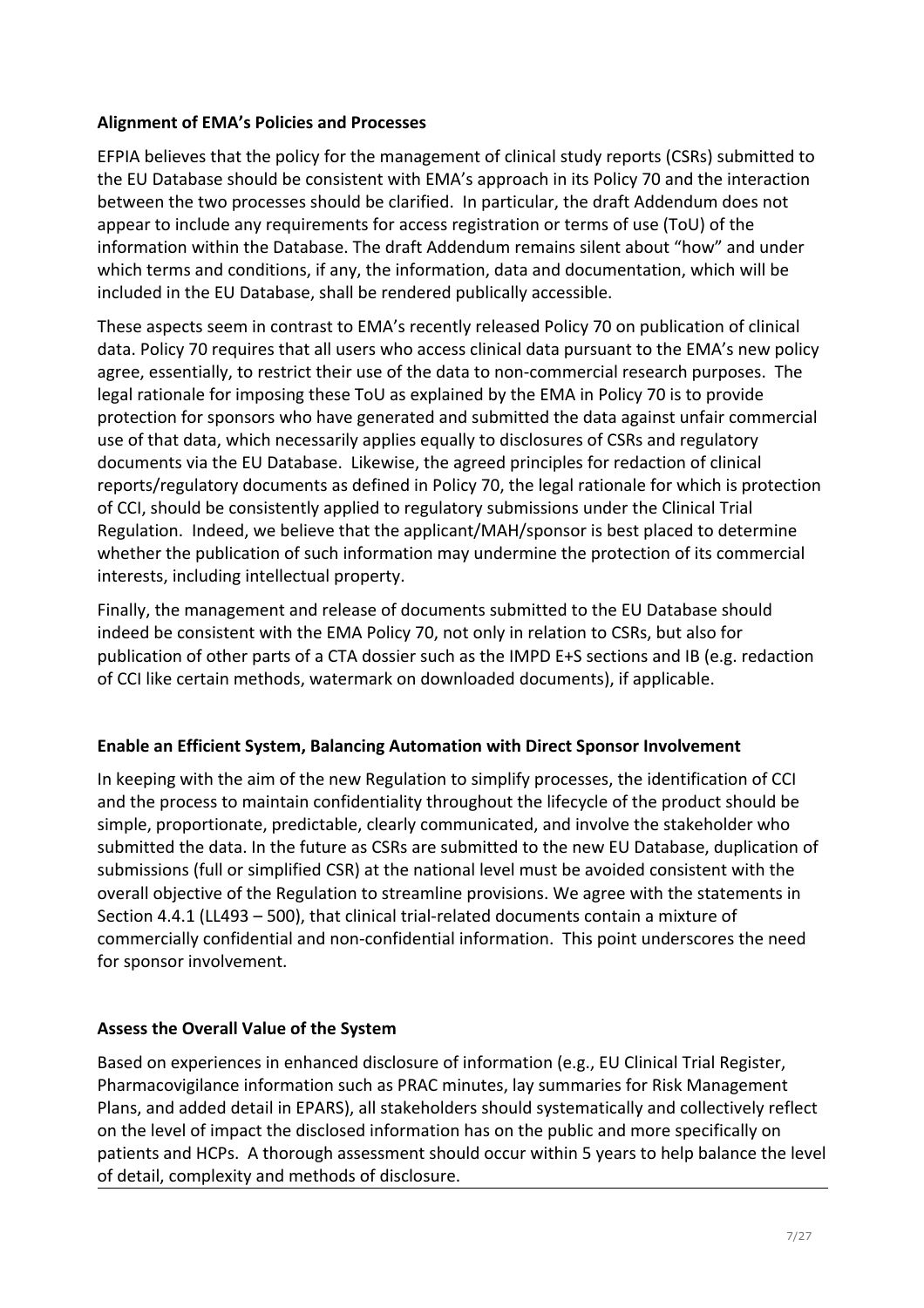**Alignment of EMA's Policies and Processes**

EFPIA believes that the policy for the management of clinical study reports (CSRs) submitted to the EU Database should be consistent with EMA's approach in its Policy 70 and the interaction between the two processes should be clarified. In particular, the draft Addendum does not appear to include any requirements for access registration or terms of use (ToU) of the information within the Database. The draft Addendum remains silent about "how" and under which terms and conditions, if any, the information, data and documentation, which will be included in the EU Database, shall be rendered publically accessible.

These aspects seem in contrast to EMA's recently released Policy 70 on publication of clinical data. Policy 70 requires that all users who access clinical data pursuant to the EMA's new policy agree, essentially, to restrict their use of the data to non-commercial research purposes. The legal rationale for imposing these ToU as explained by the EMA in Policy 70 is to provide protection for sponsors who have generated and submitted the data against unfair commercial use of that data, which necessarily applies equally to disclosures of CSRs and regulatory documents via the EU Database. Likewise, the agreed principles for redaction of clinical reports/regulatory documents as defined in Policy 70, the legal rationale for which is protection of CCI, should be consistently applied to regulatory submissions under the Clinical Trial Regulation. Indeed, we believe that the applicant/MAH/sponsor is best placed to determine whether the publication of such information may undermine the protection of its commercial interests, including intellectual property.

Finally, the management and release of documents submitted to the EU Database should indeed be consistent with the EMA Policy 70, not only in relation to CSRs, but also for publication of other parts of a CTA dossier such as the IMPD E+S sections and IB (e.g. redaction of CCI like certain methods, watermark on downloaded documents), if applicable.

**Enable an Efficient System, Balancing Automation with Direct Sponsor Involvement**

In keeping with the aim of the new Regulation to simplify processes, the identification of CCI and the process to maintain confidentiality throughout the lifecycle of the product should be simple, proportionate, predictable, clearly communicated, and involve the stakeholder who submitted the data. In the future as CSRs are submitted to the new EU Database, duplication of submissions (full or simplified CSR) at the national level must be avoided consistent with the overall objective of the Regulation to streamline provisions. We agree with the statements in Section 4.4.1 (LL493 – 500), that clinical trial-related documents contain a mixture of commercially confidential and non-confidential information. This point underscores the need for sponsor involvement.

**Assess the Overall Value of the System**

Based on experiences in enhanced disclosure of information (e.g., EU Clinical Trial Register, Pharmacovigilance information such as PRAC minutes, lay summaries for Risk Management Plans, and added detail in EPARS), all stakeholders should systematically and collectively reflect on the level of impact the disclosed information has on the public and more specifically on patients and HCPs. A thorough assessment should occur within 5 years to help balance the level of detail, complexity and methods of disclosure.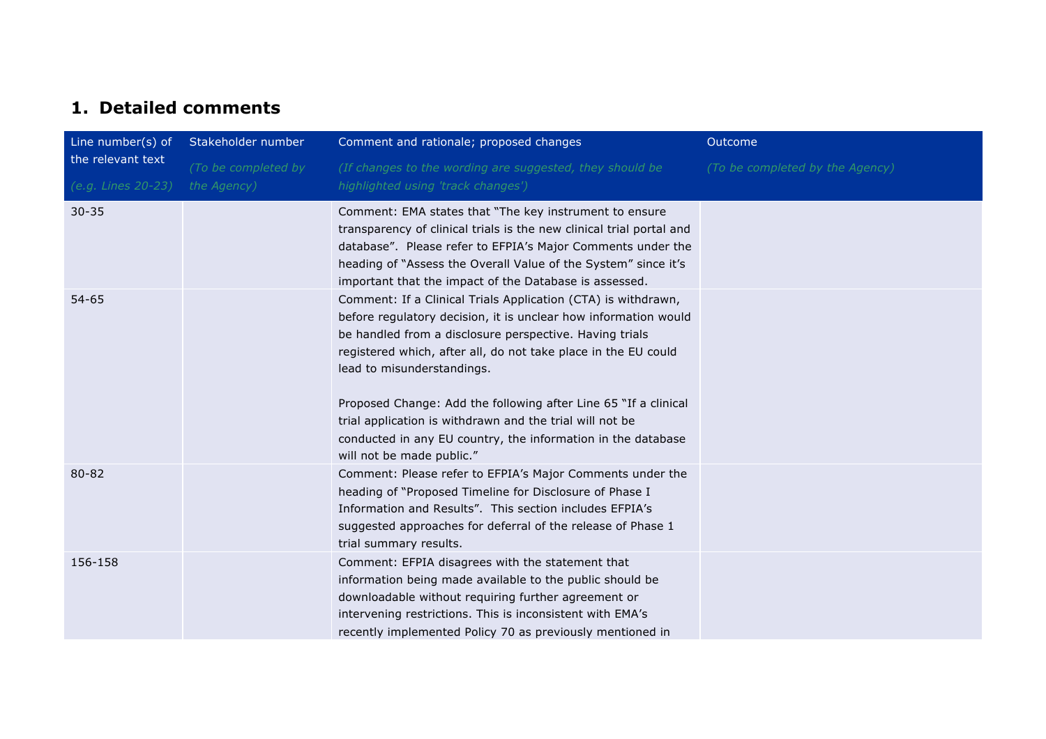## 1. Detailed comments

| Line number(s) of the relevant text<br>*(e.g. Lines 20-23)* | Stakeholder number<br>*(To be completed by the Agency)* | Comment and rationale; proposed changes<br>*(If changes to the wording are suggested, they should be highlighted using 'track changes')* | Outcome<br>*(To be completed by the Agency)* |
|---|---|---|---|
| 30-35 | | Comment: EMA states that "The key instrument to ensure transparency of clinical trials is the new clinical trial portal and database". Please refer to EFPIA's Major Comments under the heading of "Assess the Overall Value of the System" since it's important that the impact of the Database is assessed. | |
| 54-65 | | Comment: If a Clinical Trials Application (CTA) is withdrawn, before regulatory decision, it is unclear how information would be handled from a disclosure perspective. Having trials registered which, after all, do not take place in the EU could lead to misunderstandings.<br><br>Proposed Change: Add the following after Line 65 "If a clinical trial application is withdrawn and the trial will not be conducted in any EU country, the information in the database will not be made public." | |
| 80-82 | | Comment: Please refer to EFPIA's Major Comments under the heading of "Proposed Timeline for Disclosure of Phase I Information and Results". This section includes EFPIA's suggested approaches for deferral of the release of Phase 1 trial summary results. | |
| 156-158 | | Comment: EFPIA disagrees with the statement that information being made available to the public should be downloadable without requiring further agreement or intervening restrictions. This is inconsistent with EMA's recently implemented Policy 70 as previously mentioned in | |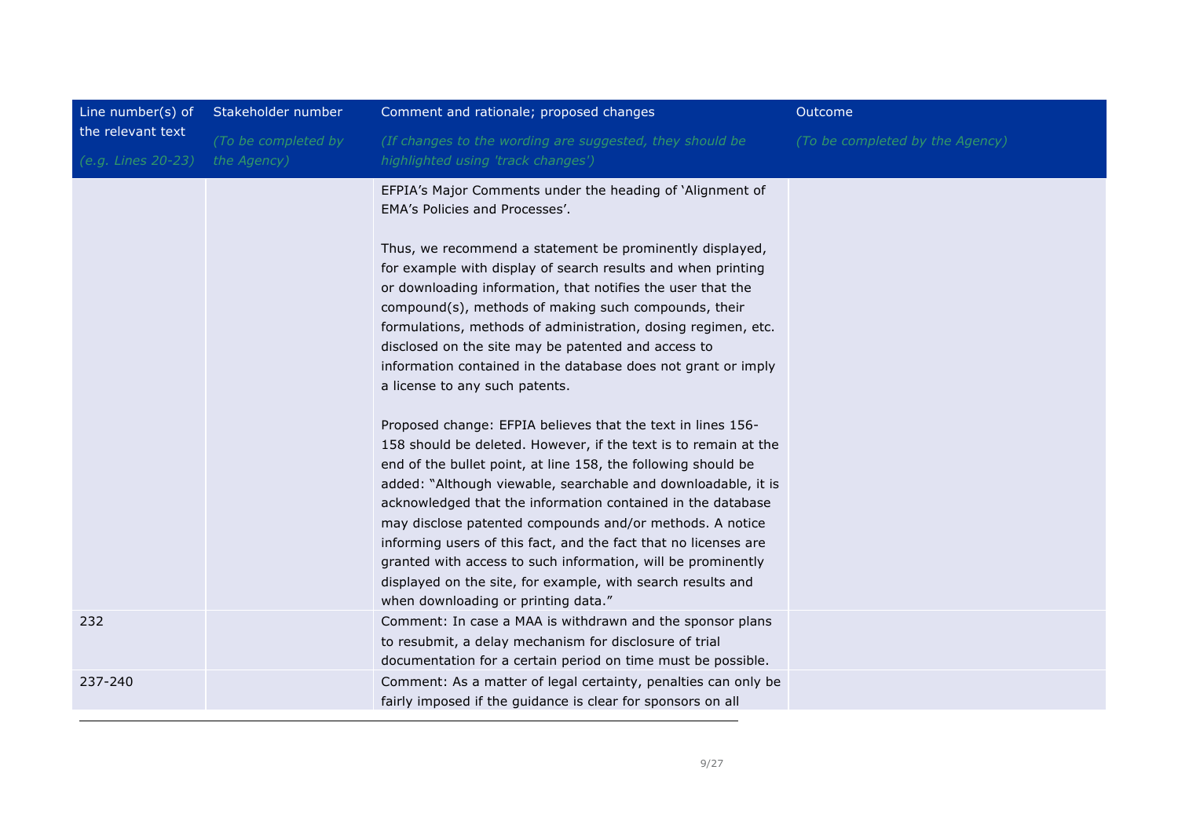| Line number(s) of the relevant text<br>*(e.g. Lines 20-23)* | Stakeholder number<br>*(To be completed by the Agency)* | Comment and rationale; proposed changes<br>*(If changes to the wording are suggested, they should be highlighted using 'track changes')* | Outcome<br>*(To be completed by the Agency)* |
|---|---|---|---|
| | | EFPIA's Major Comments under the heading of 'Alignment of EMA's Policies and Processes'.<br><br>Thus, we recommend a statement be prominently displayed, for example with display of search results and when printing or downloading information, that notifies the user that the compound(s), methods of making such compounds, their formulations, methods of administration, dosing regimen, etc. disclosed on the site may be patented and access to information contained in the database does not grant or imply a license to any such patents.<br><br>Proposed change: EFPIA believes that the text in lines 156-158 should be deleted. However, if the text is to remain at the end of the bullet point, at line 158, the following should be added: "Although viewable, searchable and downloadable, it is acknowledged that the information contained in the database may disclose patented compounds and/or methods. A notice informing users of this fact, and the fact that no licenses are granted with access to such information, will be prominently displayed on the site, for example, with search results and when downloading or printing data." | |
| 232 | | Comment: In case a MAA is withdrawn and the sponsor plans to resubmit, a delay mechanism for disclosure of trial documentation for a certain period on time must be possible. | |
| 237-240 | | Comment: As a matter of legal certainty, penalties can only be fairly imposed if the guidance is clear for sponsors on all | |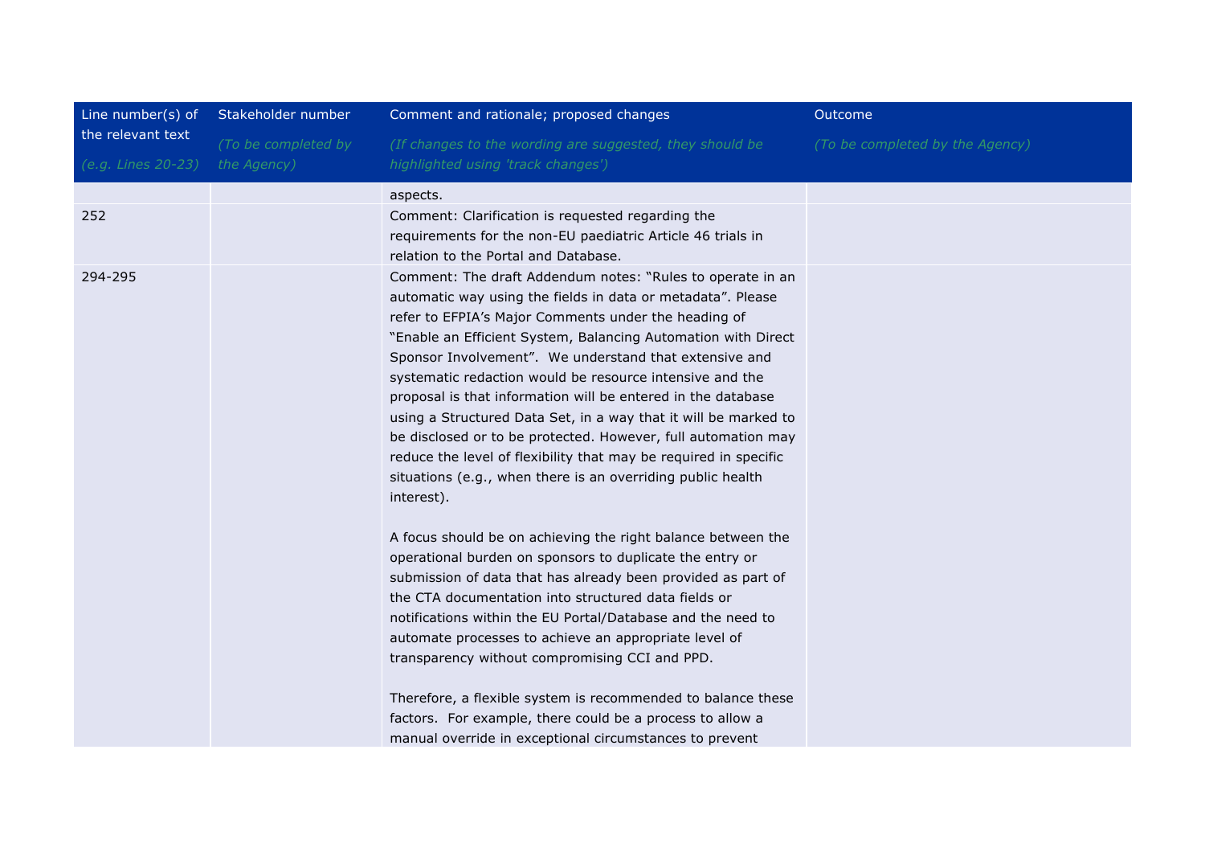| Line number(s) of the relevant text (e.g. Lines 20-23) | Stakeholder number (To be completed by the Agency) | Comment and rationale; proposed changes (If changes to the wording are suggested, they should be highlighted using 'track changes') | Outcome (To be completed by the Agency) |
|---|---|---|---|
| | | aspects. | |
| 252 | | Comment: Clarification is requested regarding the requirements for the non-EU paediatric Article 46 trials in relation to the Portal and Database. | |
| 294-295 | | Comment: The draft Addendum notes: "Rules to operate in an automatic way using the fields in data or metadata". Please refer to EFPIA's Major Comments under the heading of "Enable an Efficient System, Balancing Automation with Direct Sponsor Involvement". We understand that extensive and systematic redaction would be resource intensive and the proposal is that information will be entered in the database using a Structured Data Set, in a way that it will be marked to be disclosed or to be protected. However, full automation may reduce the level of flexibility that may be required in specific situations (e.g., when there is an overriding public health interest).<br><br>A focus should be on achieving the right balance between the operational burden on sponsors to duplicate the entry or submission of data that has already been provided as part of the CTA documentation into structured data fields or notifications within the EU Portal/Database and the need to automate processes to achieve an appropriate level of transparency without compromising CCI and PPD.<br><br>Therefore, a flexible system is recommended to balance these factors. For example, there could be a process to allow a manual override in exceptional circumstances to prevent | |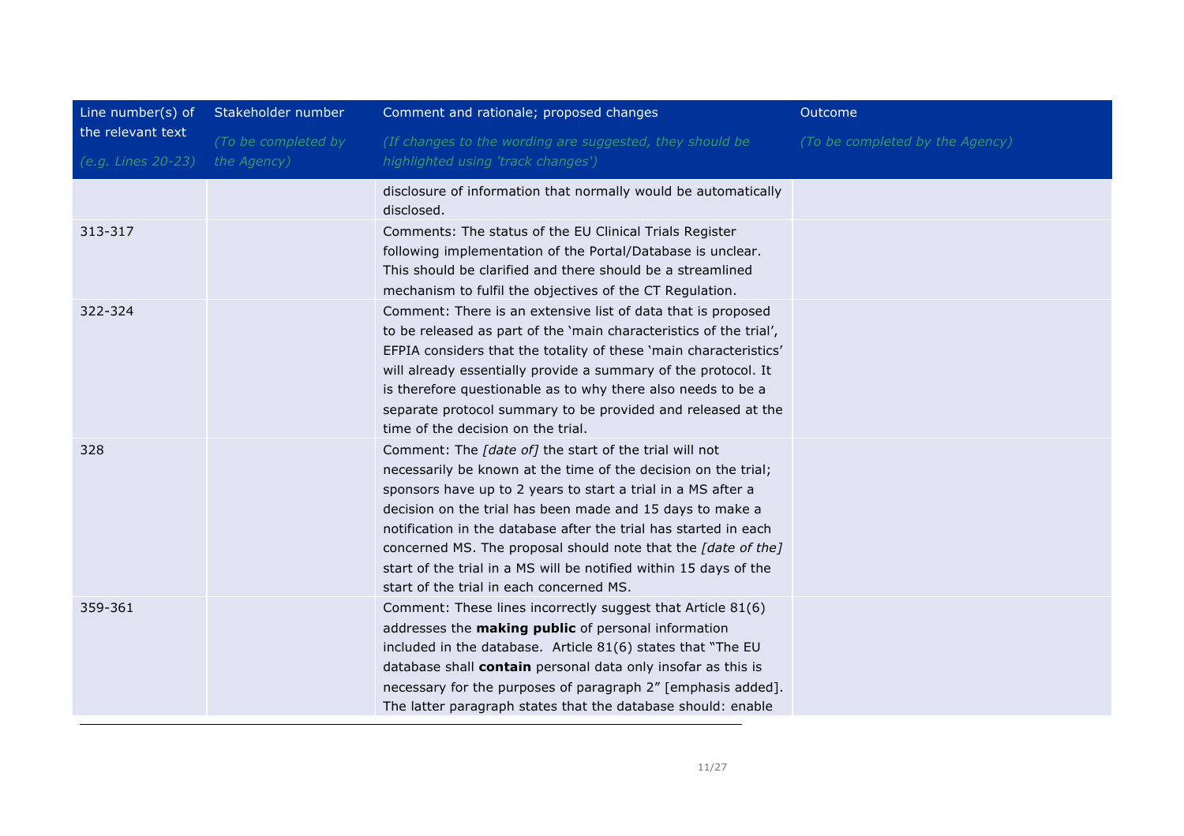| Line number(s) of the relevant text<br>*(e.g. Lines 20-23)* | Stakeholder number<br>*(To be completed by the Agency)* | Comment and rationale; proposed changes<br>*(If changes to the wording are suggested, they should be highlighted using 'track changes')* | Outcome<br>*(To be completed by the Agency)* |
|---|---|---|---|
| | | disclosure of information that normally would be automatically disclosed. | |
| 313-317 | | Comments: The status of the EU Clinical Trials Register following implementation of the Portal/Database is unclear. This should be clarified and there should be a streamlined mechanism to fulfil the objectives of the CT Regulation. | |
| 322-324 | | Comment: There is an extensive list of data that is proposed to be released as part of the 'main characteristics of the trial', EFPIA considers that the totality of these 'main characteristics' will already essentially provide a summary of the protocol. It is therefore questionable as to why there also needs to be a separate protocol summary to be provided and released at the time of the decision on the trial. | |
| 328 | | Comment: The *[date of]* the start of the trial will not necessarily be known at the time of the decision on the trial; sponsors have up to 2 years to start a trial in a MS after a decision on the trial has been made and 15 days to make a notification in the database after the trial has started in each concerned MS. The proposal should note that the *[date of the]* start of the trial in a MS will be notified within 15 days of the start of the trial in each concerned MS. | |
| 359-361 | | Comment: These lines incorrectly suggest that Article 81(6) addresses the **making public** of personal information included in the database. Article 81(6) states that "The EU database shall **contain** personal data only insofar as this is necessary for the purposes of paragraph 2" [emphasis added]. The latter paragraph states that the database should: enable | |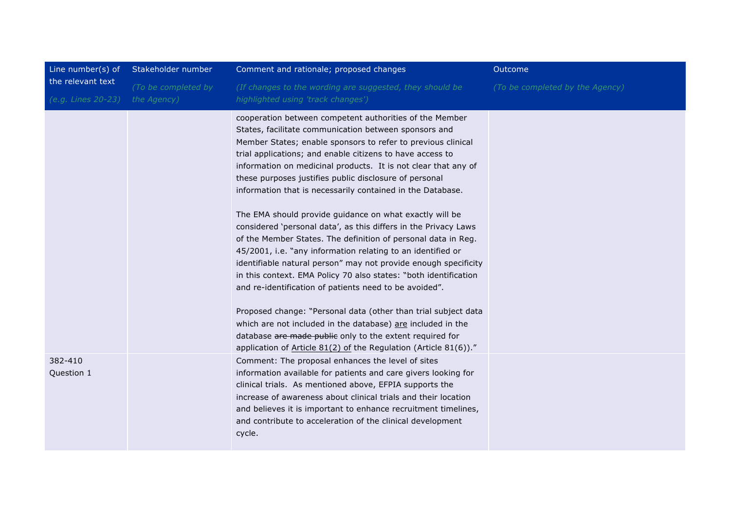| Line number(s) of the relevant text<br>*(e.g. Lines 20-23)* | Stakeholder number<br>*(To be completed by the Agency)* | Comment and rationale; proposed changes<br>*(If changes to the wording are suggested, they should be highlighted using 'track changes')* | Outcome<br>*(To be completed by the Agency)* |
|---|---|---|---|
| | | cooperation between competent authorities of the Member States, facilitate communication between sponsors and Member States; enable sponsors to refer to previous clinical trial applications; and enable citizens to have access to information on medicinal products. It is not clear that any of these purposes justifies public disclosure of personal information that is necessarily contained in the Database.<br><br>The EMA should provide guidance on what exactly will be considered 'personal data', as this differs in the Privacy Laws of the Member States. The definition of personal data in Reg. 45/2001, i.e. "any information relating to an identified or identifiable natural person" may not provide enough specificity in this context. EMA Policy 70 also states: "both identification and re-identification of patients need to be avoided".<br><br>Proposed change: "Personal data (other than trial subject data which are not included in the database) <u>are</u> included in the database ~~are made public~~ only to the extent required for application of <u>Article 81(2) of</u> the Regulation (Article 81(6))." | |
| 382-410<br>Question 1 | | Comment: The proposal enhances the level of sites information available for patients and care givers looking for clinical trials. As mentioned above, EFPIA supports the increase of awareness about clinical trials and their location and believes it is important to enhance recruitment timelines, and contribute to acceleration of the clinical development cycle. | |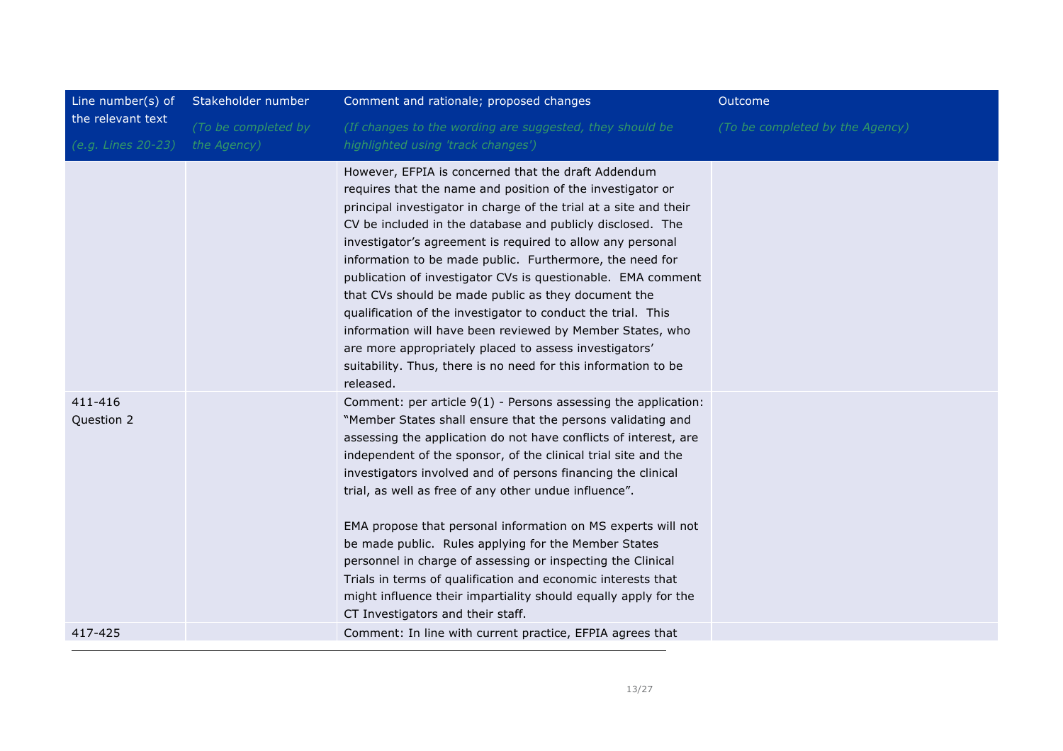| Line number(s) of the relevant text<br>*(e.g. Lines 20-23)* | Stakeholder number<br>*(To be completed by the Agency)* | Comment and rationale; proposed changes<br>*(If changes to the wording are suggested, they should be highlighted using 'track changes')* | Outcome<br>*(To be completed by the Agency)* |
|---|---|---|---|
| | | However, EFPIA is concerned that the draft Addendum requires that the name and position of the investigator or principal investigator in charge of the trial at a site and their CV be included in the database and publicly disclosed. The investigator's agreement is required to allow any personal information to be made public. Furthermore, the need for publication of investigator CVs is questionable. EMA comment that CVs should be made public as they document the qualification of the investigator to conduct the trial. This information will have been reviewed by Member States, who are more appropriately placed to assess investigators' suitability. Thus, there is no need for this information to be released. | |
| 411-416<br>Question 2 | | Comment: per article 9(1) - Persons assessing the application: "Member States shall ensure that the persons validating and assessing the application do not have conflicts of interest, are independent of the sponsor, of the clinical trial site and the investigators involved and of persons financing the clinical trial, as well as free of any other undue influence".<br><br>EMA propose that personal information on MS experts will not be made public. Rules applying for the Member States personnel in charge of assessing or inspecting the Clinical Trials in terms of qualification and economic interests that might influence their impartiality should equally apply for the CT Investigators and their staff. | |
| 417-425 | | Comment: In line with current practice, EFPIA agrees that | |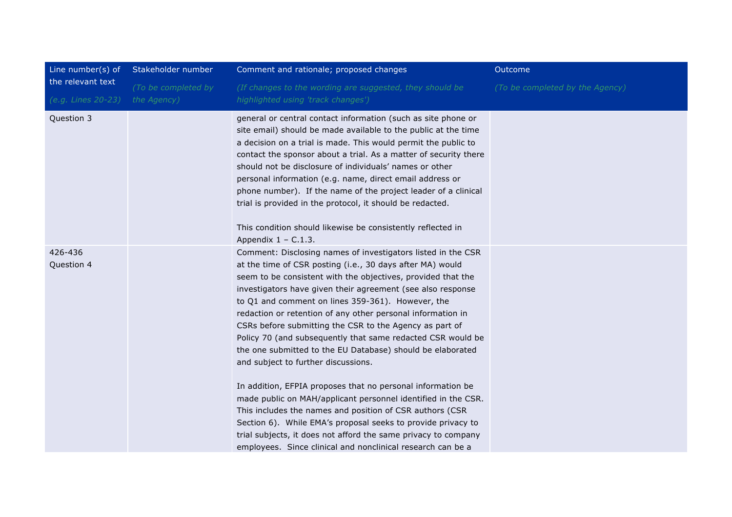| Line number(s) of the relevant text (e.g. Lines 20-23) | Stakeholder number (To be completed by the Agency) | Comment and rationale; proposed changes (If changes to the wording are suggested, they should be highlighted using 'track changes') | Outcome (To be completed by the Agency) |
|---|---|---|---|
| Question 3 | | general or central contact information (such as site phone or site email) should be made available to the public at the time a decision on a trial is made. This would permit the public to contact the sponsor about a trial. As a matter of security there should not be disclosure of individuals' names or other personal information (e.g. name, direct email address or phone number). If the name of the project leader of a clinical trial is provided in the protocol, it should be redacted.<br><br>This condition should likewise be consistently reflected in Appendix 1 – C.1.3. | |
| 426-436<br>Question 4 | | Comment: Disclosing names of investigators listed in the CSR at the time of CSR posting (i.e., 30 days after MA) would seem to be consistent with the objectives, provided that the investigators have given their agreement (see also response to Q1 and comment on lines 359-361). However, the redaction or retention of any other personal information in CSRs before submitting the CSR to the Agency as part of Policy 70 (and subsequently that same redacted CSR would be the one submitted to the EU Database) should be elaborated and subject to further discussions.<br><br>In addition, EFPIA proposes that no personal information be made public on MAH/applicant personnel identified in the CSR. This includes the names and position of CSR authors (CSR Section 6). While EMA's proposal seeks to provide privacy to trial subjects, it does not afford the same privacy to company employees. Since clinical and nonclinical research can be a | |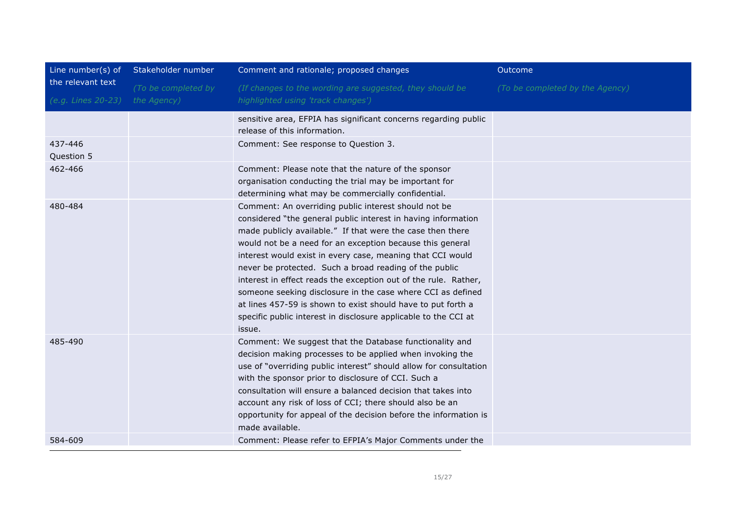| Line number(s) of the relevant text *(e.g. Lines 20-23)* | Stakeholder number *(To be completed by the Agency)* | Comment and rationale; proposed changes *(If changes to the wording are suggested, they should be highlighted using 'track changes')* | Outcome *(To be completed by the Agency)* |
|---|---|---|---|
| | | sensitive area, EFPIA has significant concerns regarding public release of this information. | |
| 437-446 Question 5 | | Comment: See response to Question 3. | |
| 462-466 | | Comment: Please note that the nature of the sponsor organisation conducting the trial may be important for determining what may be commercially confidential. | |
| 480-484 | | Comment: An overriding public interest should not be considered "the general public interest in having information made publicly available." If that were the case then there would not be a need for an exception because this general interest would exist in every case, meaning that CCI would never be protected. Such a broad reading of the public interest in effect reads the exception out of the rule. Rather, someone seeking disclosure in the case where CCI as defined at lines 457-59 is shown to exist should have to put forth a specific public interest in disclosure applicable to the CCI at issue. | |
| 485-490 | | Comment: We suggest that the Database functionality and decision making processes to be applied when invoking the use of "overriding public interest" should allow for consultation with the sponsor prior to disclosure of CCI. Such a consultation will ensure a balanced decision that takes into account any risk of loss of CCI; there should also be an opportunity for appeal of the decision before the information is made available. | |
| 584-609 | | Comment: Please refer to EFPIA's Major Comments under the | |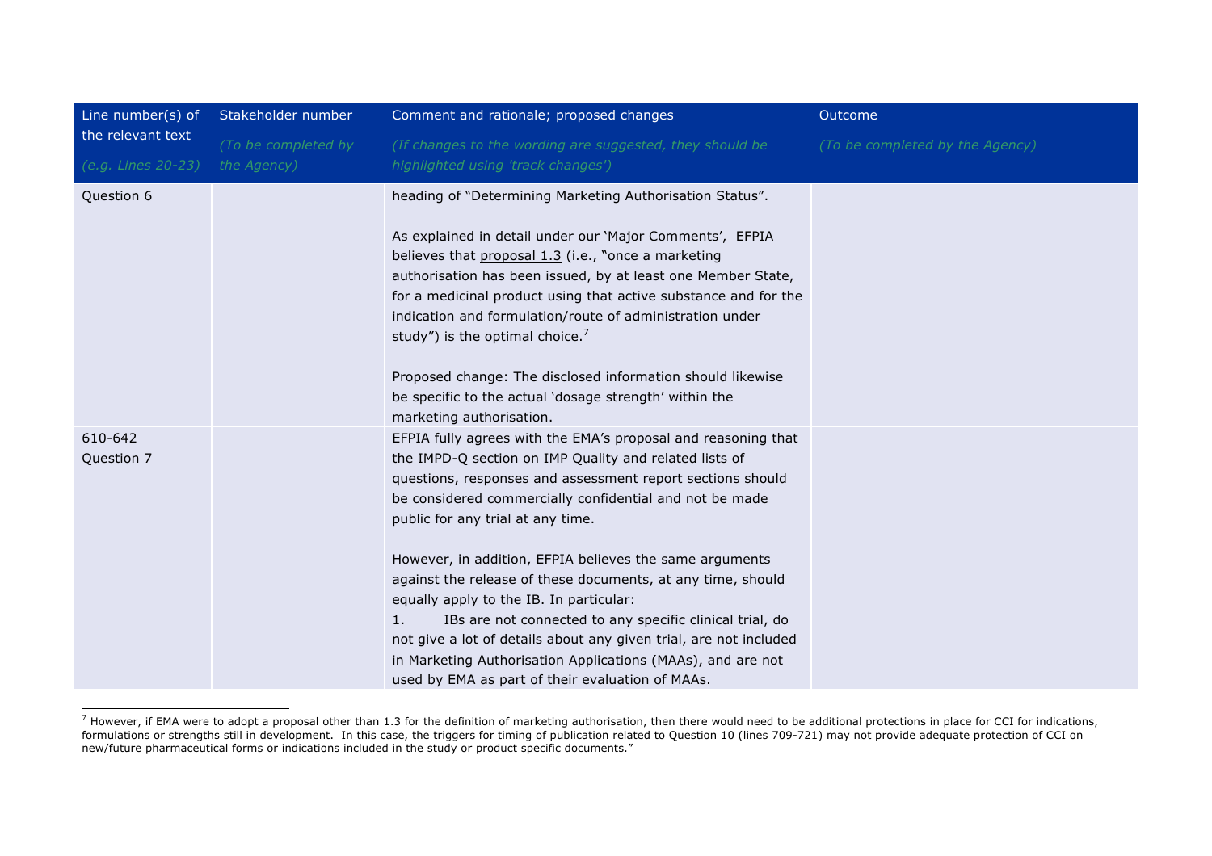| Line number(s) of the relevant text *(e.g. Lines 20-23)* | Stakeholder number *(To be completed by the Agency)* | Comment and rationale; proposed changes *(If changes to the wording are suggested, they should be highlighted using 'track changes')* | Outcome *(To be completed by the Agency)* |
|---|---|---|---|
| Question 6 | | heading of "Determining Marketing Authorisation Status".<br><br>As explained in detail under our 'Major Comments', EFPIA believes that proposal 1.3 (i.e., "once a marketing authorisation has been issued, by at least one Member State, for a medicinal product using that active substance and for the indication and formulation/route of administration under study") is the optimal choice.[7]<br><br>Proposed change: The disclosed information should likewise be specific to the actual 'dosage strength' within the marketing authorisation. | |
| 610-642<br>Question 7 | | EFPIA fully agrees with the EMA's proposal and reasoning that the IMPD-Q section on IMP Quality and related lists of questions, responses and assessment report sections should be considered commercially confidential and not be made public for any trial at any time.<br><br>However, in addition, EFPIA believes the same arguments against the release of these documents, at any time, should equally apply to the IB. In particular:<br>1. IBs are not connected to any specific clinical trial, do not give a lot of details about any given trial, are not included in Marketing Authorisation Applications (MAAs), and are not used by EMA as part of their evaluation of MAAs. | |

[7] However, if EMA were to adopt a proposal other than 1.3 for the definition of marketing authorisation, then there would need to be additional protections in place for CCI for indications, formulations or strengths still in development. In this case, the triggers for timing of publication related to Question 10 (lines 709-721) may not provide adequate protection of CCI on new/future pharmaceutical forms or indications included in the study or product specific documents."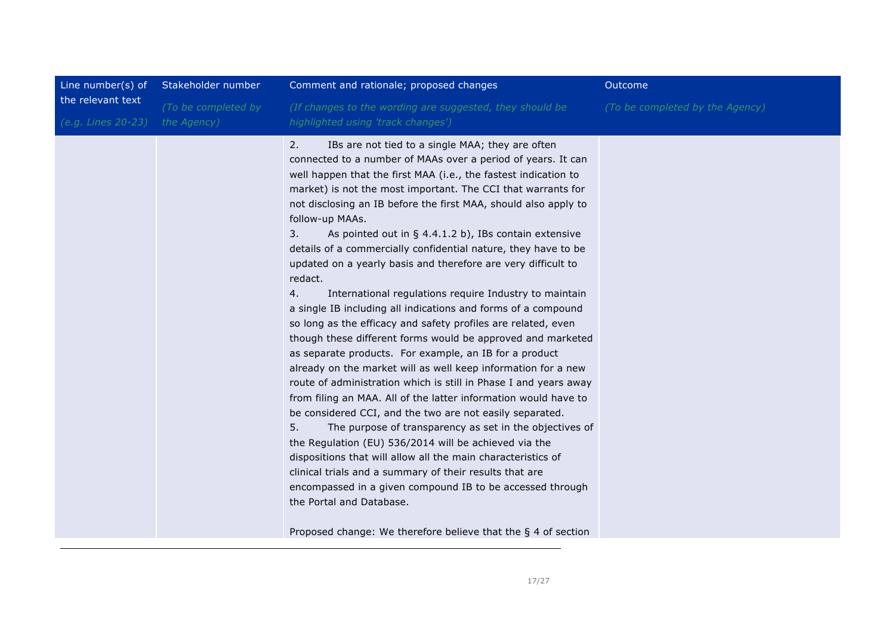| Line number(s) of the relevant text *(e.g. Lines 20-23)* | Stakeholder number *(To be completed by the Agency)* | Comment and rationale; proposed changes *(If changes to the wording are suggested, they should be highlighted using 'track changes')* | Outcome *(To be completed by the Agency)* |
|---|---|---|---|
| | | 2. IBs are not tied to a single MAA; they are often connected to a number of MAAs over a period of years. It can well happen that the first MAA (i.e., the fastest indication to market) is not the most important. The CCI that warrants for not disclosing an IB before the first MAA, should also apply to follow-up MAAs.<br>3. As pointed out in § 4.4.1.2 b), IBs contain extensive details of a commercially confidential nature, they have to be updated on a yearly basis and therefore are very difficult to redact.<br>4. International regulations require Industry to maintain a single IB including all indications and forms of a compound so long as the efficacy and safety profiles are related, even though these different forms would be approved and marketed as separate products. For example, an IB for a product already on the market will as well keep information for a new route of administration which is still in Phase I and years away from filing an MAA. All of the latter information would have to be considered CCI, and the two are not easily separated.<br>5. The purpose of transparency as set in the objectives of the Regulation (EU) 536/2014 will be achieved via the dispositions that will allow all the main characteristics of clinical trials and a summary of their results that are encompassed in a given compound IB to be accessed through the Portal and Database.<br><br>Proposed change: We therefore believe that the § 4 of section | |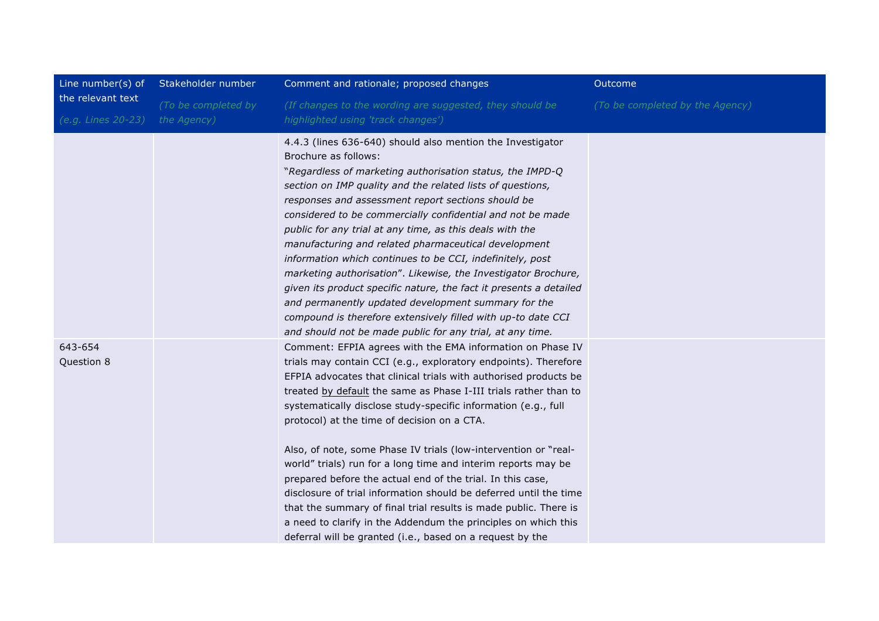| Line number(s) of the relevant text<br>*(e.g. Lines 20-23)* | Stakeholder number<br>*(To be completed by the Agency)* | Comment and rationale; proposed changes<br>*(If changes to the wording are suggested, they should be highlighted using 'track changes')* | Outcome<br>*(To be completed by the Agency)* |
|---|---|---|---|
| | | 4.4.3 (lines 636-640) should also mention the Investigator Brochure as follows:<br>"*Regardless of marketing authorisation status, the IMPD-Q section on IMP quality and the related lists of questions, responses and assessment report sections should be considered to be commercially confidential and not be made public for any trial at any time, as this deals with the manufacturing and related pharmaceutical development information which continues to be CCI, indefinitely, post marketing authorisation*". *Likewise, the Investigator Brochure, given its product specific nature, the fact it presents a detailed and permanently updated development summary for the compound is therefore extensively filled with up-to date CCI and should not be made public for any trial, at any time.* | |
| 643-654<br>Question 8 | | Comment: EFPIA agrees with the EMA information on Phase IV trials may contain CCI (e.g., exploratory endpoints). Therefore EFPIA advocates that clinical trials with authorised products be treated by default the same as Phase I-III trials rather than to systematically disclose study-specific information (e.g., full protocol) at the time of decision on a CTA.<br><br>Also, of note, some Phase IV trials (low-intervention or "real-world" trials) run for a long time and interim reports may be prepared before the actual end of the trial. In this case, disclosure of trial information should be deferred until the time that the summary of final trial results is made public. There is a need to clarify in the Addendum the principles on which this deferral will be granted (i.e., based on a request by the | |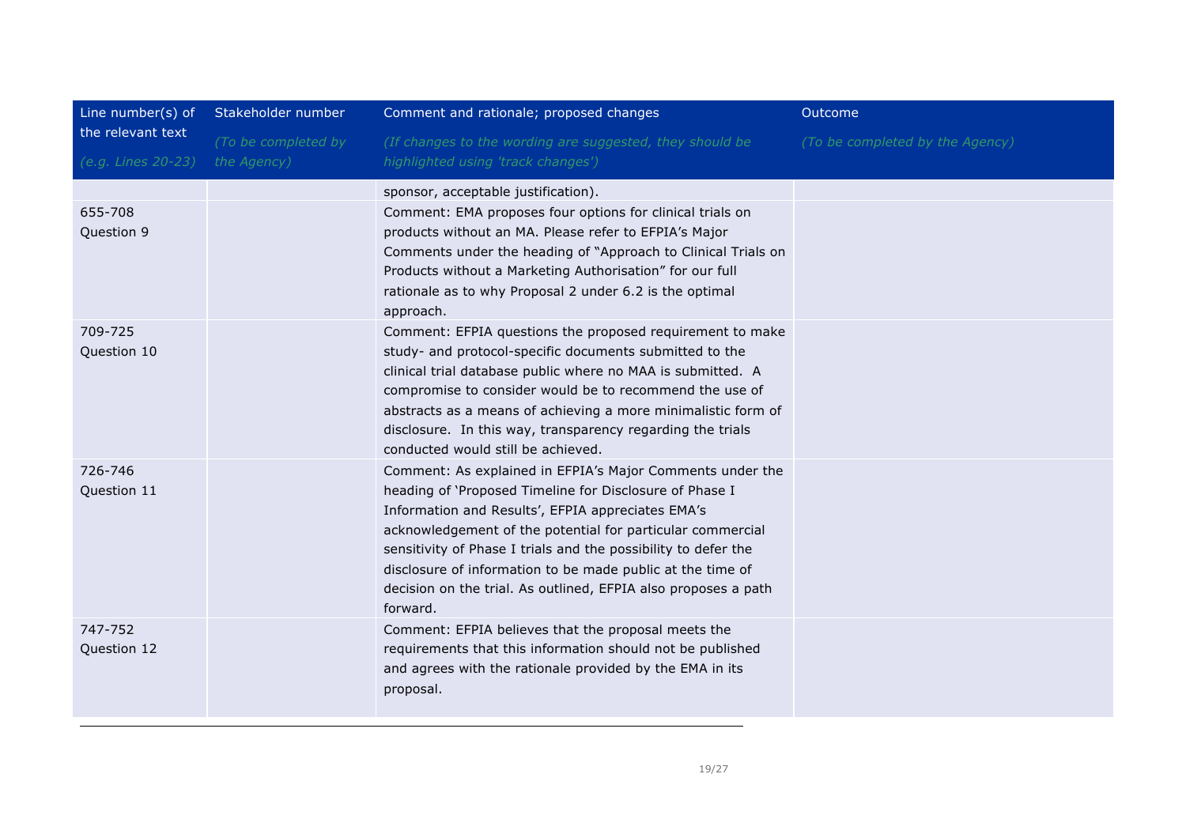| Line number(s) of the relevant text<br>*(e.g. Lines 20-23)* | Stakeholder number<br>*(To be completed by the Agency)* | Comment and rationale; proposed changes<br>*(If changes to the wording are suggested, they should be highlighted using 'track changes')* | Outcome<br>*(To be completed by the Agency)* |
|---|---|---|---|
| | | sponsor, acceptable justification). | |
| 655-708<br>Question 9 | | Comment: EMA proposes four options for clinical trials on products without an MA. Please refer to EFPIA's Major Comments under the heading of "Approach to Clinical Trials on Products without a Marketing Authorisation" for our full rationale as to why Proposal 2 under 6.2 is the optimal approach. | |
| 709-725<br>Question 10 | | Comment: EFPIA questions the proposed requirement to make study- and protocol-specific documents submitted to the clinical trial database public where no MAA is submitted. A compromise to consider would be to recommend the use of abstracts as a means of achieving a more minimalistic form of disclosure. In this way, transparency regarding the trials conducted would still be achieved. | |
| 726-746<br>Question 11 | | Comment: As explained in EFPIA's Major Comments under the heading of 'Proposed Timeline for Disclosure of Phase I Information and Results', EFPIA appreciates EMA's acknowledgement of the potential for particular commercial sensitivity of Phase I trials and the possibility to defer the disclosure of information to be made public at the time of decision on the trial. As outlined, EFPIA also proposes a path forward. | |
| 747-752<br>Question 12 | | Comment: EFPIA believes that the proposal meets the requirements that this information should not be published and agrees with the rationale provided by the EMA in its proposal. | |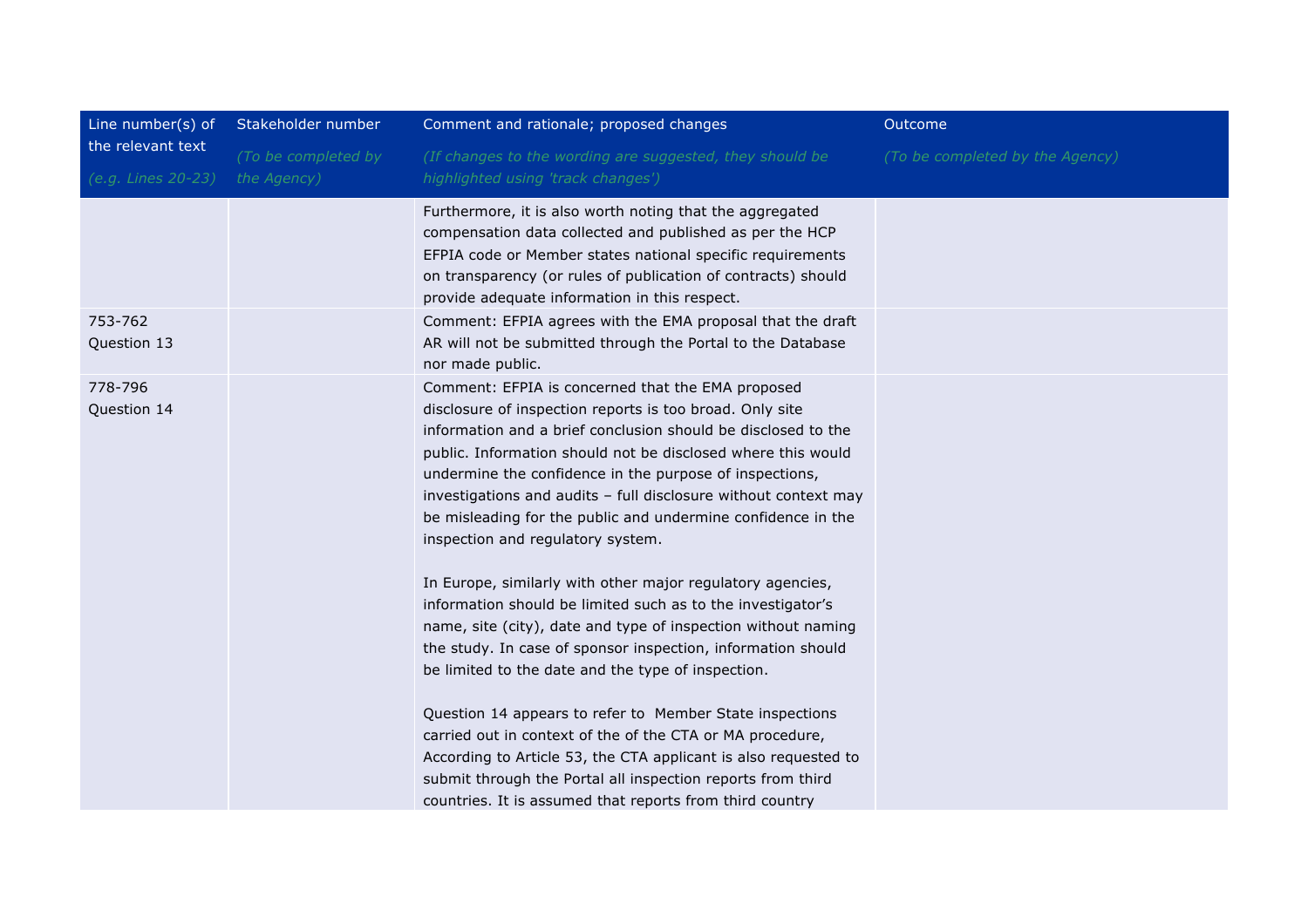| Line number(s) of the relevant text<br>*(e.g. Lines 20-23)* | Stakeholder number<br>*(To be completed by the Agency)* | Comment and rationale; proposed changes<br>*(If changes to the wording are suggested, they should be highlighted using 'track changes')* | Outcome<br>*(To be completed by the Agency)* |
|---|---|---|---|
| | | Furthermore, it is also worth noting that the aggregated compensation data collected and published as per the HCP EFPIA code or Member states national specific requirements on transparency (or rules of publication of contracts) should provide adequate information in this respect. | |
| 753-762<br>Question 13 | | Comment: EFPIA agrees with the EMA proposal that the draft AR will not be submitted through the Portal to the Database nor made public. | |
| 778-796<br>Question 14 | | Comment: EFPIA is concerned that the EMA proposed disclosure of inspection reports is too broad. Only site information and a brief conclusion should be disclosed to the public. Information should not be disclosed where this would undermine the confidence in the purpose of inspections, investigations and audits – full disclosure without context may be misleading for the public and undermine confidence in the inspection and regulatory system.<br><br>In Europe, similarly with other major regulatory agencies, information should be limited such as to the investigator's name, site (city), date and type of inspection without naming the study. In case of sponsor inspection, information should be limited to the date and the type of inspection.<br><br>Question 14 appears to refer to Member State inspections carried out in context of the of the CTA or MA procedure, According to Article 53, the CTA applicant is also requested to submit through the Portal all inspection reports from third countries. It is assumed that reports from third country | |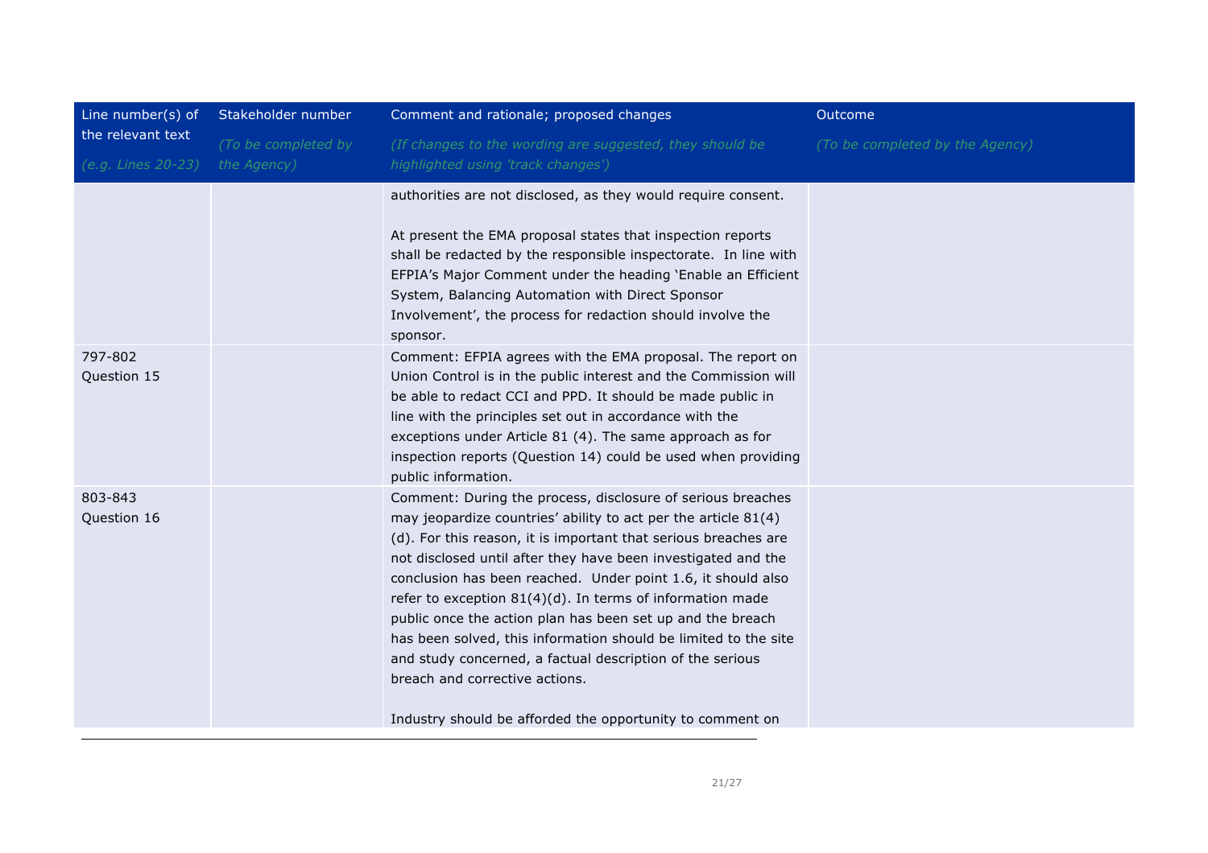| Line number(s) of the relevant text *(e.g. Lines 20-23)* | Stakeholder number *(To be completed by the Agency)* | Comment and rationale; proposed changes *(If changes to the wording are suggested, they should be highlighted using 'track changes')* | Outcome *(To be completed by the Agency)* |
| --- | --- | --- | --- |
| | | authorities are not disclosed, as they would require consent.<br><br>At present the EMA proposal states that inspection reports shall be redacted by the responsible inspectorate. In line with EFPIA's Major Comment under the heading 'Enable an Efficient System, Balancing Automation with Direct Sponsor Involvement', the process for redaction should involve the sponsor. | |
| 797-802<br>Question 15 | | Comment: EFPIA agrees with the EMA proposal. The report on Union Control is in the public interest and the Commission will be able to redact CCI and PPD. It should be made public in line with the principles set out in accordance with the exceptions under Article 81 (4). The same approach as for inspection reports (Question 14) could be used when providing public information. | |
| 803-843<br>Question 16 | | Comment: During the process, disclosure of serious breaches may jeopardize countries' ability to act per the article 81(4)(d). For this reason, it is important that serious breaches are not disclosed until after they have been investigated and the conclusion has been reached. Under point 1.6, it should also refer to exception 81(4)(d). In terms of information made public once the action plan has been set up and the breach has been solved, this information should be limited to the site and study concerned, a factual description of the serious breach and corrective actions.<br><br>Industry should be afforded the opportunity to comment on | |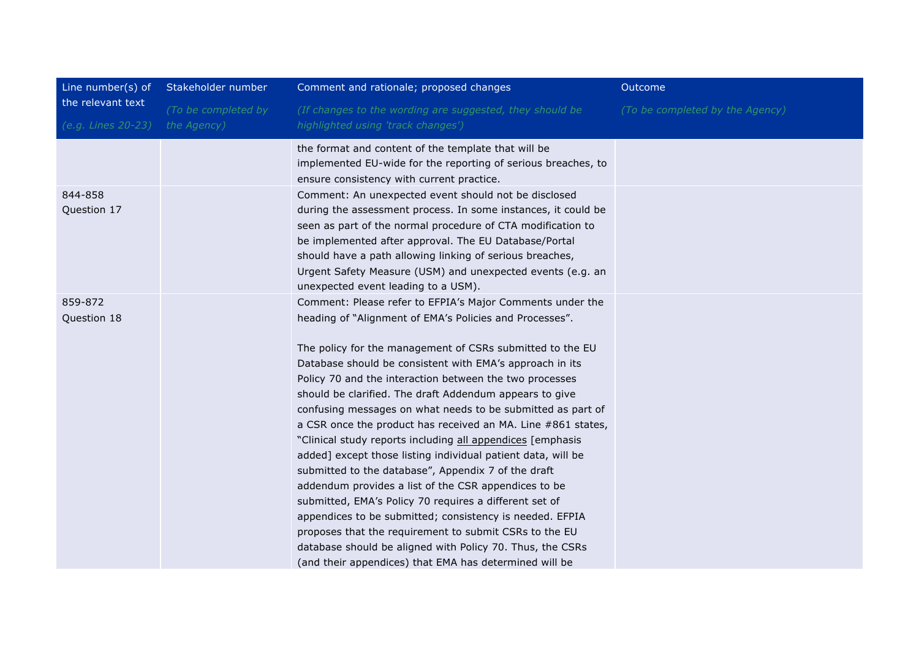| Line number(s) of the relevant text *(e.g. Lines 20-23)* | Stakeholder number *(To be completed by the Agency)* | Comment and rationale; proposed changes *(If changes to the wording are suggested, they should be highlighted using 'track changes')* | Outcome *(To be completed by the Agency)* |
|---|---|---|---|
| | | the format and content of the template that will be implemented EU-wide for the reporting of serious breaches, to ensure consistency with current practice. | |
| 844-858<br>Question 17 | | Comment: An unexpected event should not be disclosed during the assessment process. In some instances, it could be seen as part of the normal procedure of CTA modification to be implemented after approval. The EU Database/Portal should have a path allowing linking of serious breaches, Urgent Safety Measure (USM) and unexpected events (e.g. an unexpected event leading to a USM). | |
| 859-872<br>Question 18 | | Comment: Please refer to EFPIA's Major Comments under the heading of "Alignment of EMA's Policies and Processes".<br><br>The policy for the management of CSRs submitted to the EU Database should be consistent with EMA's approach in its Policy 70 and the interaction between the two processes should be clarified. The draft Addendum appears to give confusing messages on what needs to be submitted as part of a CSR once the product has received an MA. Line #861 states, "Clinical study reports including all appendices [emphasis added] except those listing individual patient data, will be submitted to the database", Appendix 7 of the draft addendum provides a list of the CSR appendices to be submitted, EMA's Policy 70 requires a different set of appendices to be submitted; consistency is needed. EFPIA proposes that the requirement to submit CSRs to the EU database should be aligned with Policy 70. Thus, the CSRs (and their appendices) that EMA has determined will be | |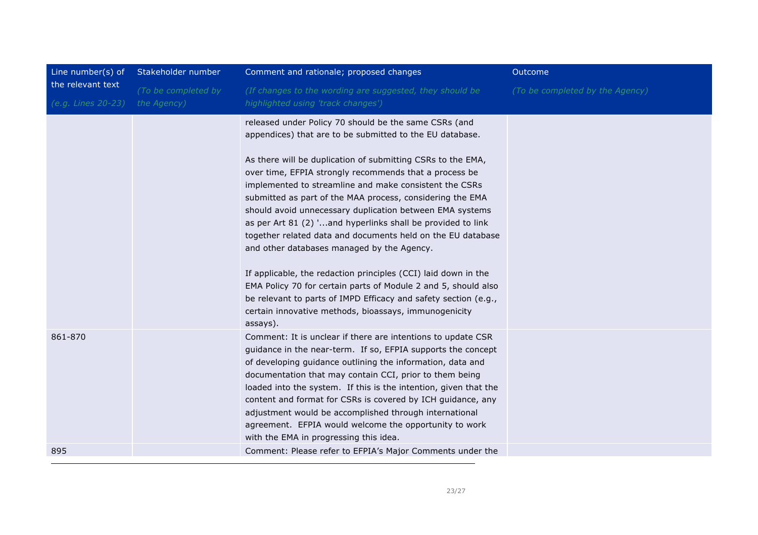| Line number(s) of the relevant text<br>*(e.g. Lines 20-23)* | Stakeholder number<br>*(To be completed by the Agency)* | Comment and rationale; proposed changes<br>*(If changes to the wording are suggested, they should be highlighted using 'track changes')* | Outcome<br>*(To be completed by the Agency)* |
|---|---|---|---|
| | | released under Policy 70 should be the same CSRs (and appendices) that are to be submitted to the EU database.<br><br>As there will be duplication of submitting CSRs to the EMA, over time, EFPIA strongly recommends that a process be implemented to streamline and make consistent the CSRs submitted as part of the MAA process, considering the EMA should avoid unnecessary duplication between EMA systems as per Art 81 (2) '...and hyperlinks shall be provided to link together related data and documents held on the EU database and other databases managed by the Agency.<br><br>If applicable, the redaction principles (CCI) laid down in the EMA Policy 70 for certain parts of Module 2 and 5, should also be relevant to parts of IMPD Efficacy and safety section (e.g., certain innovative methods, bioassays, immunogenicity assays). | |
| 861-870 | | Comment: It is unclear if there are intentions to update CSR guidance in the near-term. If so, EFPIA supports the concept of developing guidance outlining the information, data and documentation that may contain CCI, prior to them being loaded into the system. If this is the intention, given that the content and format for CSRs is covered by ICH guidance, any adjustment would be accomplished through international agreement. EFPIA would welcome the opportunity to work with the EMA in progressing this idea. | |
| 895 | | Comment: Please refer to EFPIA's Major Comments under the | |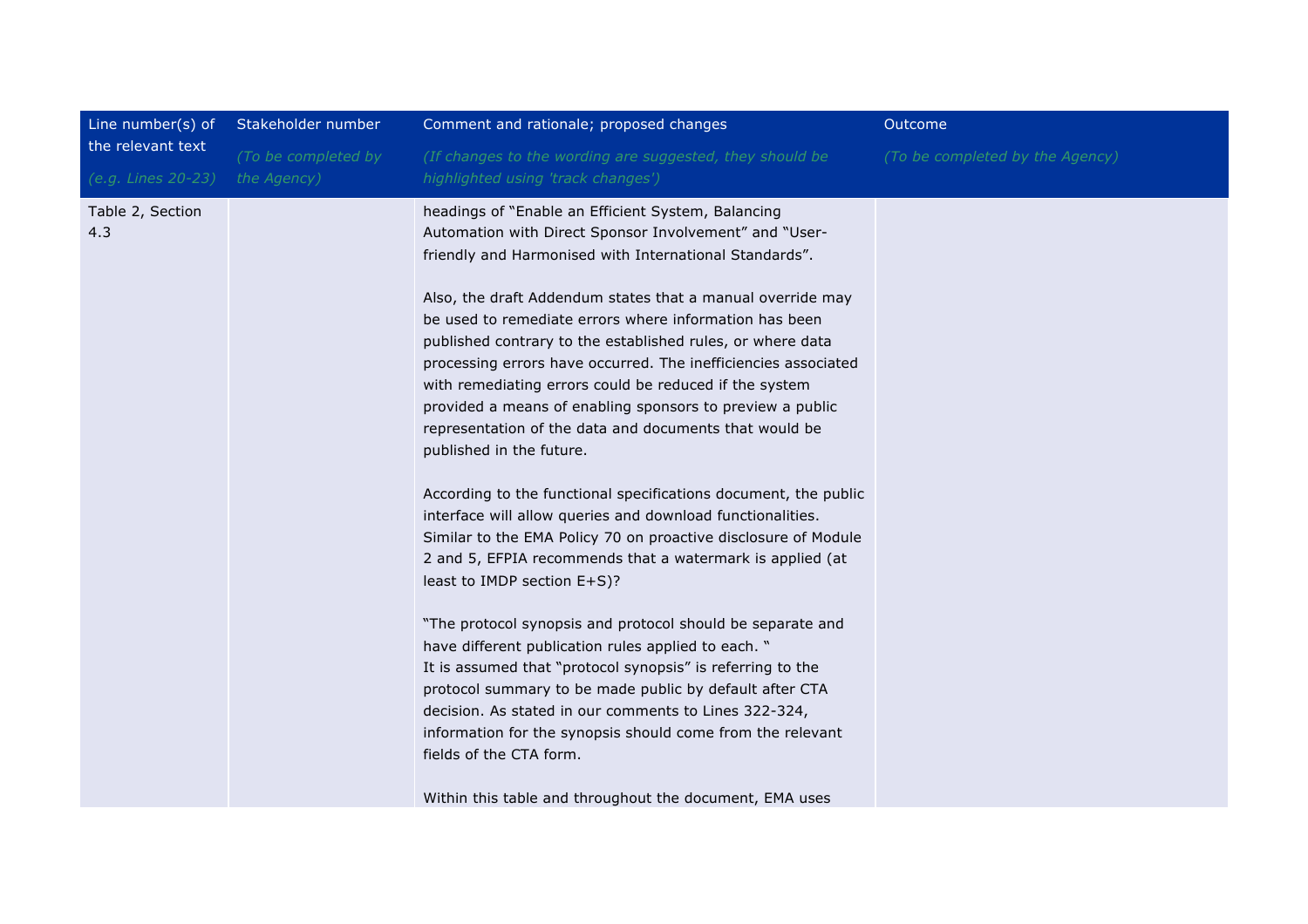| Line number(s) of the relevant text<br><br>*(e.g. Lines 20-23)* | Stakeholder number<br><br>*(To be completed by the Agency)* | Comment and rationale; proposed changes<br><br>*(If changes to the wording are suggested, they should be highlighted using 'track changes')* | Outcome<br><br>*(To be completed by the Agency)* |
|---|---|---|---|
| Table 2, Section 4.3 | | headings of "Enable an Efficient System, Balancing Automation with Direct Sponsor Involvement" and "User-friendly and Harmonised with International Standards".<br><br>Also, the draft Addendum states that a manual override may be used to remediate errors where information has been published contrary to the established rules, or where data processing errors have occurred. The inefficiencies associated with remediating errors could be reduced if the system provided a means of enabling sponsors to preview a public representation of the data and documents that would be published in the future.<br><br>According to the functional specifications document, the public interface will allow queries and download functionalities. Similar to the EMA Policy 70 on proactive disclosure of Module 2 and 5, EFPIA recommends that a watermark is applied (at least to IMDP section E+S)?<br><br>"The protocol synopsis and protocol should be separate and have different publication rules applied to each. "<br>It is assumed that "protocol synopsis" is referring to the protocol summary to be made public by default after CTA decision. As stated in our comments to Lines 322-324, information for the synopsis should come from the relevant fields of the CTA form.<br><br>Within this table and throughout the document, EMA uses | |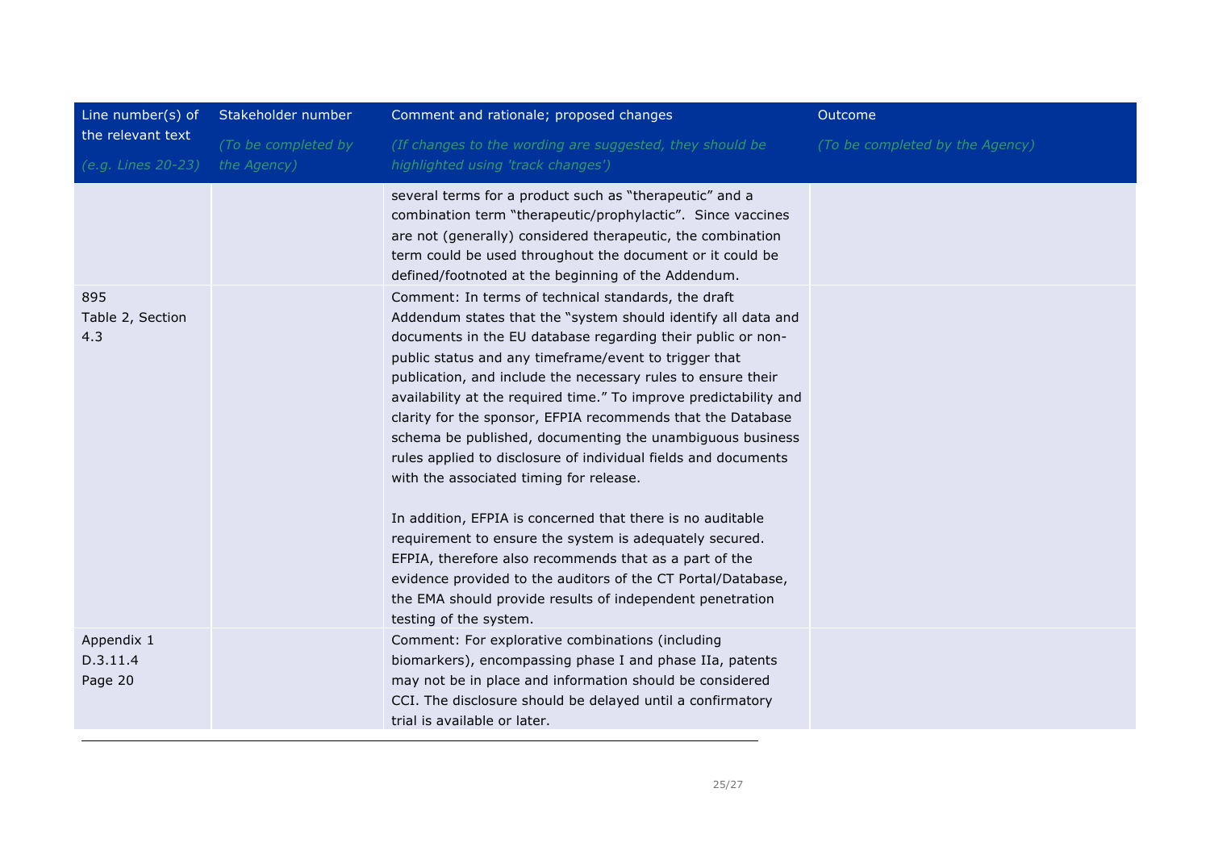| Line number(s) of the relevant text<br>*(e.g. Lines 20-23)* | Stakeholder number<br>*(To be completed by the Agency)* | Comment and rationale; proposed changes<br>*(If changes to the wording are suggested, they should be highlighted using 'track changes')* | Outcome<br>*(To be completed by the Agency)* |
|---|---|---|---|
| | | several terms for a product such as "therapeutic" and a combination term "therapeutic/prophylactic". Since vaccines are not (generally) considered therapeutic, the combination term could be used throughout the document or it could be defined/footnoted at the beginning of the Addendum. | |
| 895<br>Table 2, Section 4.3 | | Comment: In terms of technical standards, the draft Addendum states that the "system should identify all data and documents in the EU database regarding their public or non-public status and any timeframe/event to trigger that publication, and include the necessary rules to ensure their availability at the required time." To improve predictability and clarity for the sponsor, EFPIA recommends that the Database schema be published, documenting the unambiguous business rules applied to disclosure of individual fields and documents with the associated timing for release.<br><br>In addition, EFPIA is concerned that there is no auditable requirement to ensure the system is adequately secured. EFPIA, therefore also recommends that as a part of the evidence provided to the auditors of the CT Portal/Database, the EMA should provide results of independent penetration testing of the system. | |
| Appendix 1<br>D.3.11.4<br>Page 20 | | Comment: For explorative combinations (including biomarkers), encompassing phase I and phase IIa, patents may not be in place and information should be considered CCI. The disclosure should be delayed until a confirmatory trial is available or later. | |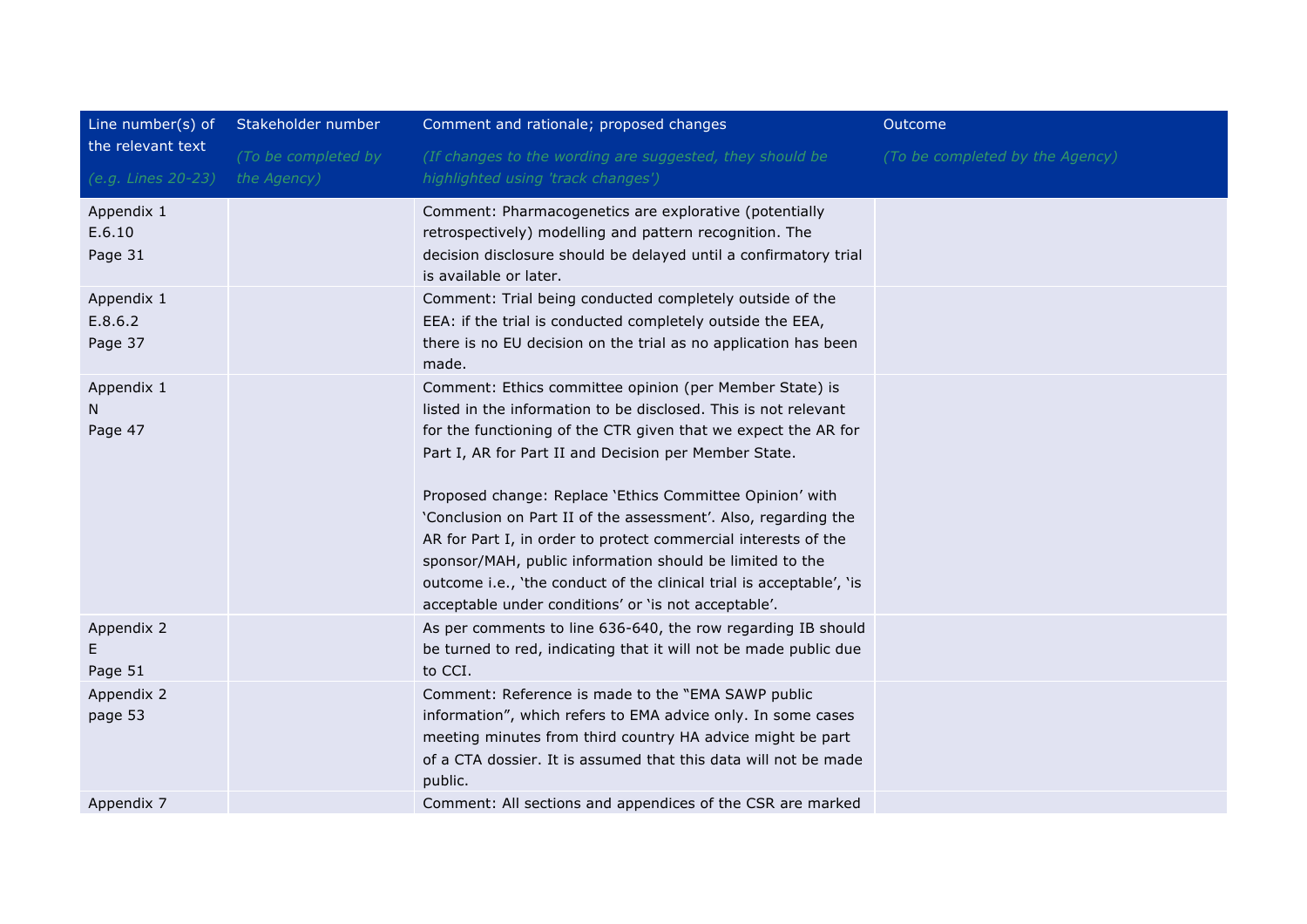| Line number(s) of the relevant text (e.g. Lines 20-23) | Stakeholder number (To be completed by the Agency) | Comment and rationale; proposed changes (If changes to the wording are suggested, they should be highlighted using 'track changes') | Outcome (To be completed by the Agency) |
|---|---|---|---|
| Appendix 1 E.6.10 Page 31 | | Comment: Pharmacogenetics are explorative (potentially retrospectively) modelling and pattern recognition. The decision disclosure should be delayed until a confirmatory trial is available or later. | |
| Appendix 1 E.8.6.2 Page 37 | | Comment: Trial being conducted completely outside of the EEA: if the trial is conducted completely outside the EEA, there is no EU decision on the trial as no application has been made. | |
| Appendix 1 N Page 47 | | Comment: Ethics committee opinion (per Member State) is listed in the information to be disclosed. This is not relevant for the functioning of the CTR given that we expect the AR for Part I, AR for Part II and Decision per Member State.<br><br>Proposed change: Replace 'Ethics Committee Opinion' with 'Conclusion on Part II of the assessment'. Also, regarding the AR for Part I, in order to protect commercial interests of the sponsor/MAH, public information should be limited to the outcome i.e., 'the conduct of the clinical trial is acceptable', 'is acceptable under conditions' or 'is not acceptable'. | |
| Appendix 2 E Page 51 | | As per comments to line 636-640, the row regarding IB should be turned to red, indicating that it will not be made public due to CCI. | |
| Appendix 2 page 53 | | Comment: Reference is made to the "EMA SAWP public information", which refers to EMA advice only. In some cases meeting minutes from third country HA advice might be part of a CTA dossier. It is assumed that this data will not be made public. | |
| Appendix 7 | | Comment: All sections and appendices of the CSR are marked | |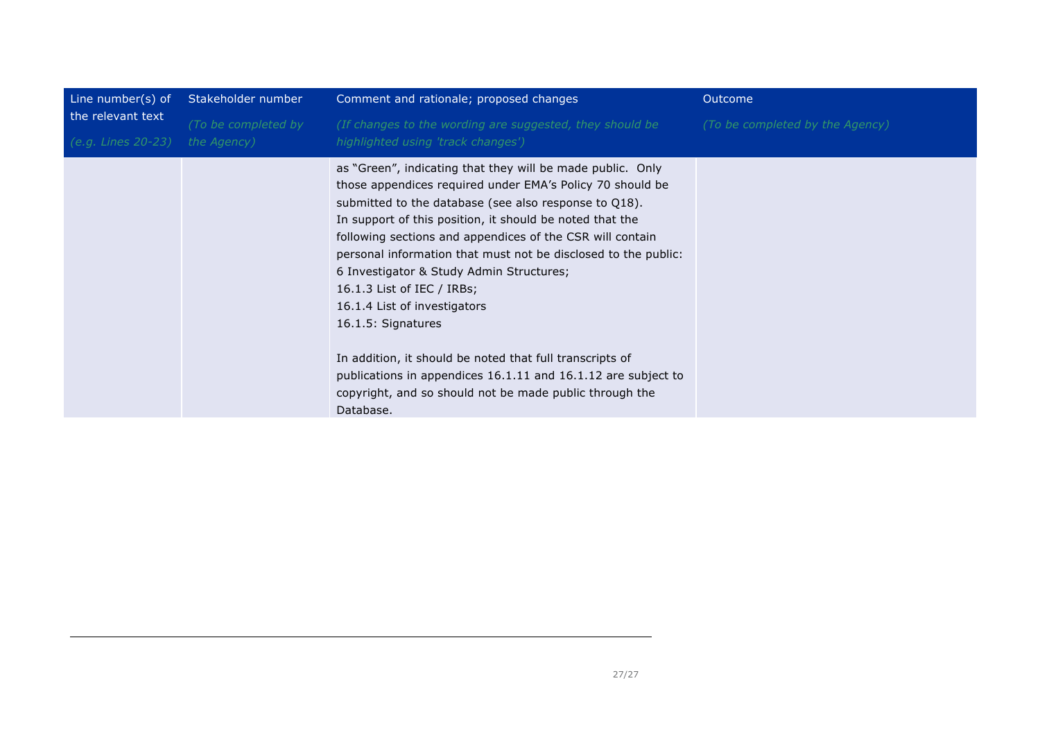| Line number(s) of the relevant text *(e.g. Lines 20-23)* | Stakeholder number *(To be completed by the Agency)* | Comment and rationale; proposed changes *(If changes to the wording are suggested, they should be highlighted using 'track changes')* | Outcome *(To be completed by the Agency)* |
|---|---|---|---|
| | | as "Green", indicating that they will be made public. Only those appendices required under EMA's Policy 70 should be submitted to the database (see also response to Q18).<br>In support of this position, it should be noted that the following sections and appendices of the CSR will contain personal information that must not be disclosed to the public:<br>6 Investigator & Study Admin Structures;<br>16.1.3 List of IEC / IRBs;<br>16.1.4 List of investigators<br>16.1.5: Signatures<br><br>In addition, it should be noted that full transcripts of publications in appendices 16.1.11 and 16.1.12 are subject to copyright, and so should not be made public through the Database. | |